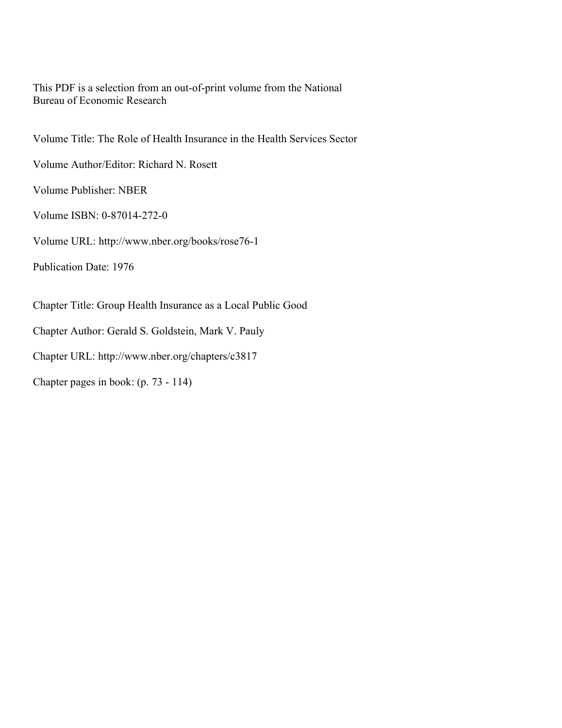This PDF is a selection from an out-of-print volume from the National Bureau of Economic Research

Volume Title: The Role of Health Insurance in the Health Services Sector

Volume Author/Editor: Richard N. Rosett

Volume Publisher: NBER

Volume ISBN: 0-87014-272-0

Volume URL: http://www.nber.org/books/rose76-1

Publication Date: 1976

Chapter Title: Group Health Insurance as a Local Public Good

Chapter Author: Gerald S. Goldstein, Mark V. Pauly

Chapter URL: http://www.nber.org/chapters/c3817

Chapter pages in book: (p. 73 - 114)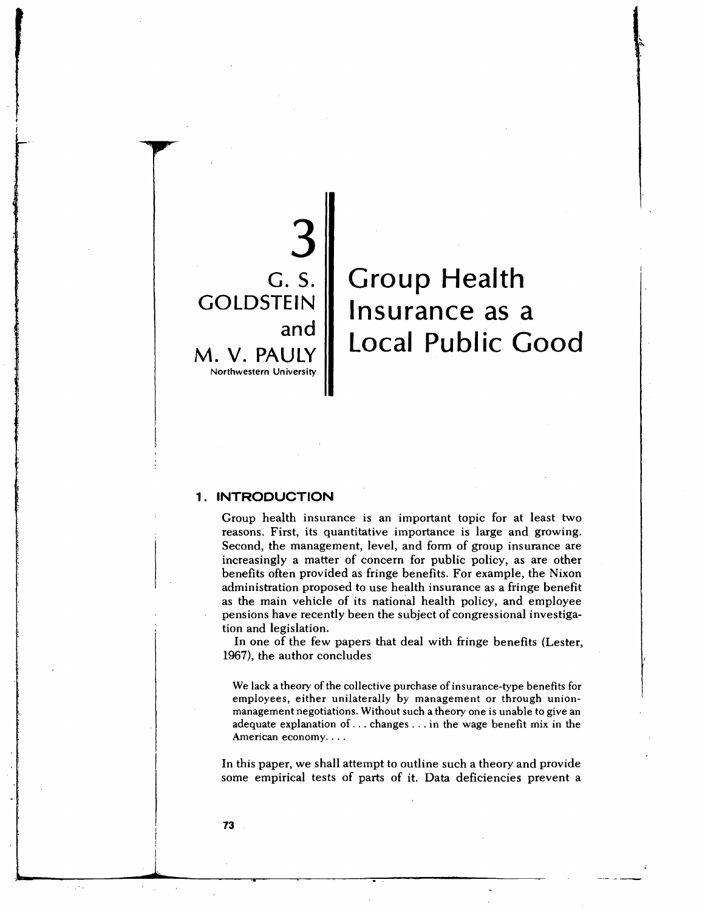# 3

**G. S. GOLDSTEIN and M. V. PAULY**
Northwestern University

# Group Health Insurance as a Local Public Good

## 1. INTRODUCTION

Group health insurance is an important topic for at least two reasons. First, its quantitative importance is large and growing. Second, the management, level, and form of group insurance are increasingly a matter of concern for public policy, as are other benefits often provided as fringe benefits. For example, the Nixon administration proposed to use health insurance as a fringe benefit as the main vehicle of its national health policy, and employee pensions have recently been the subject of congressional investigation and legislation.

In one of the few papers that deal with fringe benefits (Lester, 1967), the author concludes

> We lack a theory of the collective purchase of insurance-type benefits for employees, either unilaterally by management or through union-management negotiations. Without such a theory one is unable to give an adequate explanation of . . . changes . . . in the wage benefit mix in the American economy. . . .

In this paper, we shall attempt to outline such a theory and provide some empirical tests of parts of it. Data deficiencies prevent a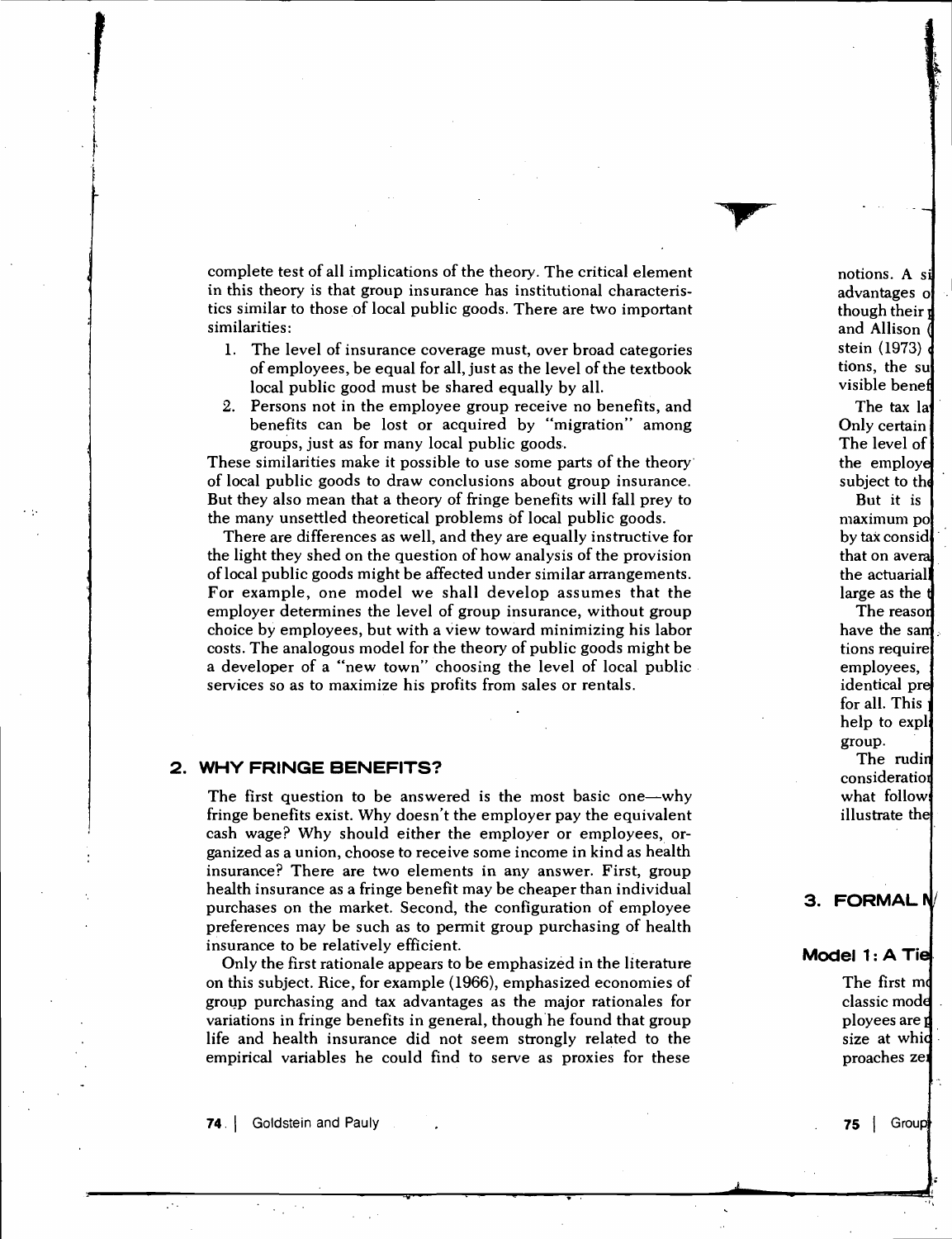complete test of all implications of the theory. The critical element in this theory is that group insurance has institutional characteristics similar to those of local public goods. There are two important similarities:

1. The level of insurance coverage must, over broad categories of employees, be equal for all, just as the level of the textbook local public good must be shared equally by all.
2. Persons not in the employee group receive no benefits, and benefits can be lost or acquired by "migration" among groups, just as for many local public goods.

These similarities make it possible to use some parts of the theory of local public goods to draw conclusions about group insurance. But they also mean that a theory of fringe benefits will fall prey to the many unsettled theoretical problems of local public goods.

There are differences as well, and they are equally instructive for the light they shed on the question of how analysis of the provision of local public goods might be affected under similar arrangements. For example, one model we shall develop assumes that the employer determines the level of group insurance, without group choice by employees, but with a view toward minimizing his labor costs. The analogous model for the theory of public goods might be a developer of a "new town" choosing the level of local public services so as to maximize his profits from sales or rentals.

## 2. WHY FRINGE BENEFITS?

The first question to be answered is the most basic one—why fringe benefits exist. Why doesn't the employer pay the equivalent cash wage? Why should either the employer or employees, organized as a union, choose to receive some income in kind as health insurance? There are two elements in any answer. First, group health insurance as a fringe benefit may be cheaper than individual purchases on the market. Second, the configuration of employee preferences may be such as to permit group purchasing of health insurance to be relatively efficient.

Only the first rationale appears to be emphasized in the literature on this subject. Rice, for example (1966), emphasized economies of group purchasing and tax advantages as the major rationales for variations in fringe benefits in general, though he found that group life and health insurance did not seem strongly related to the empirical variables he could find to serve as proxies for these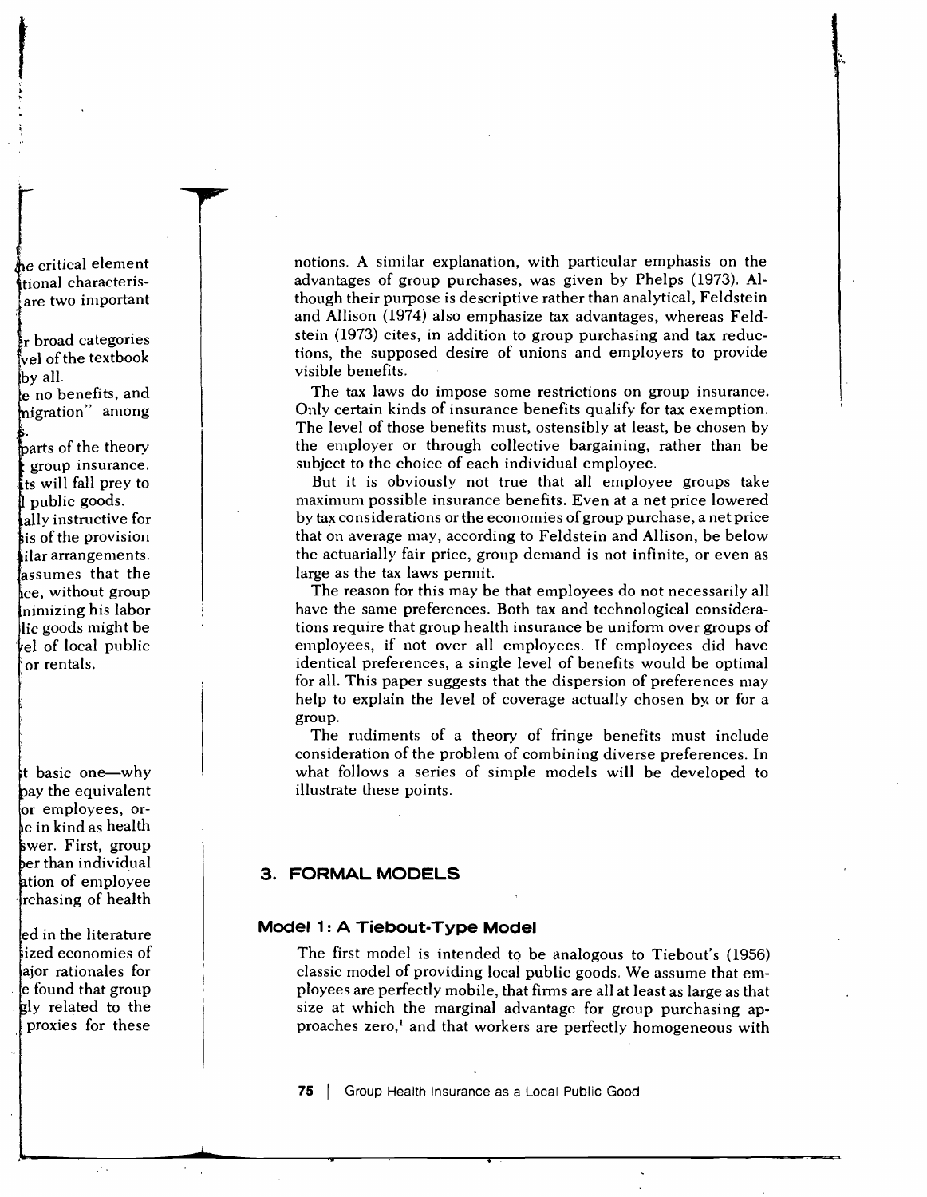notions. A similar explanation, with particular emphasis on the advantages of group purchases, was given by Phelps (1973). Although their purpose is descriptive rather than analytical, Feldstein and Allison (1974) also emphasize tax advantages, whereas Feldstein (1973) cites, in addition to group purchasing and tax reductions, the supposed desire of unions and employers to provide visible benefits.

The tax laws do impose some restrictions on group insurance. Only certain kinds of insurance benefits qualify for tax exemption. The level of those benefits must, ostensibly at least, be chosen by the employer or through collective bargaining, rather than be subject to the choice of each individual employee.

But it is obviously not true that all employee groups take maximum possible insurance benefits. Even at a net price lowered by tax considerations or the economies of group purchase, a net price that on average may, according to Feldstein and Allison, be below the actuarially fair price, group demand is not infinite, or even as large as the tax laws permit.

The reason for this may be that employees do not necessarily all have the same preferences. Both tax and technological considerations require that group health insurance be uniform over groups of employees, if not over all employees. If employees did have identical preferences, a single level of benefits would be optimal for all. This paper suggests that the dispersion of preferences may help to explain the level of coverage actually chosen by or for a group.

The rudiments of a theory of fringe benefits must include consideration of the problem of combining diverse preferences. In what follows a series of simple models will be developed to illustrate these points.

## 3. FORMAL MODELS

### Model 1: A Tiebout-Type Model

The first model is intended to be analogous to Tiebout's (1956) classic model of providing local public goods. We assume that employees are perfectly mobile, that firms are all at least as large as that size at which the marginal advantage for group purchasing approaches zero,[1] and that workers are perfectly homogeneous with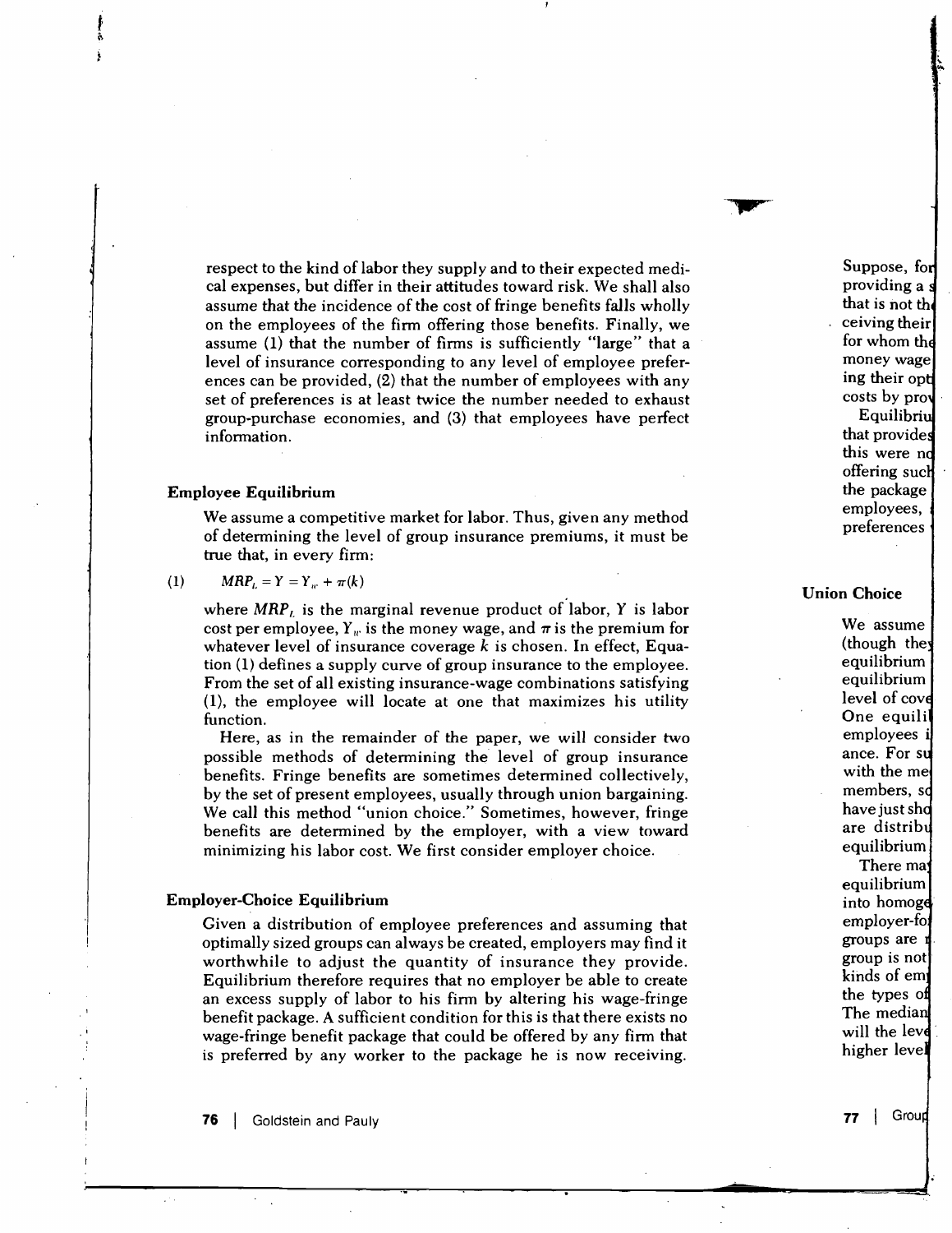respect to the kind of labor they supply and to their expected medical expenses, but differ in their attitudes toward risk. We shall also assume that the incidence of the cost of fringe benefits falls wholly on the employees of the firm offering those benefits. Finally, we assume (1) that the number of firms is sufficiently "large" that a level of insurance corresponding to any level of employee preferences can be provided, (2) that the number of employees with any set of preferences is at least twice the number needed to exhaust group-purchase economies, and (3) that employees have perfect information.

### Employee Equilibrium

We assume a competitive market for labor. Thus, given any method of determining the level of group insurance premiums, it must be true that, in every firm:

$$MRP_L = Y = Y_w + \pi(k) \tag{1}$$

where $MRP_L$ is the marginal revenue product of labor, $Y$ is labor cost per employee, $Y_w$ is the money wage, and $\pi$ is the premium for whatever level of insurance coverage $k$ is chosen. In effect, Equation (1) defines a supply curve of group insurance to the employee. From the set of all existing insurance-wage combinations satisfying (1), the employee will locate at one that maximizes his utility function.

Here, as in the remainder of the paper, we will consider two possible methods of determining the level of group insurance benefits. Fringe benefits are sometimes determined collectively, by the set of present employees, usually through union bargaining. We call this method "union choice." Sometimes, however, fringe benefits are determined by the employer, with a view toward minimizing his labor cost. We first consider employer choice.

### Employer-Choice Equilibrium

Given a distribution of employee preferences and assuming that optimally sized groups can always be created, employers may find it worthwhile to adjust the quantity of insurance they provide. Equilibrium therefore requires that no employer be able to create an excess supply of labor to his firm by altering his wage-fringe benefit package. A sufficient condition for this is that there exists no wage-fringe benefit package that could be offered by any firm that is preferred by any worker to the package he is now receiving.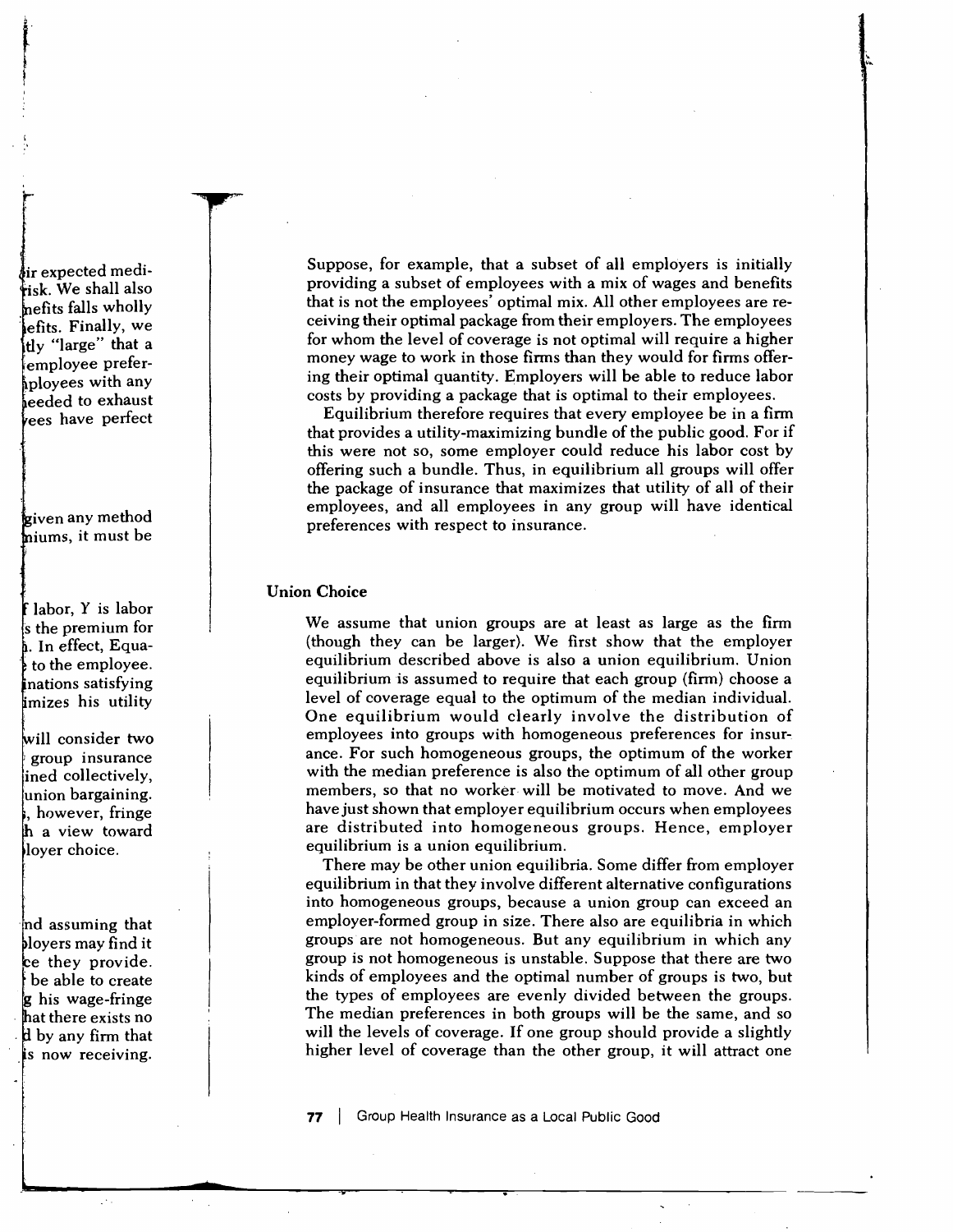Suppose, for example, that a subset of all employers is initially providing a subset of employees with a mix of wages and benefits that is not the employees' optimal mix. All other employees are receiving their optimal package from their employers. The employees for whom the level of coverage is not optimal will require a higher money wage to work in those firms than they would for firms offering their optimal quantity. Employers will be able to reduce labor costs by providing a package that is optimal to their employees.

Equilibrium therefore requires that every employee be in a firm that provides a utility-maximizing bundle of the public good. For if this were not so, some employer could reduce his labor cost by offering such a bundle. Thus, in equilibrium all groups will offer the package of insurance that maximizes that utility of all of their employees, and all employees in any group will have identical preferences with respect to insurance.

### Union Choice

We assume that union groups are at least as large as the firm (though they can be larger). We first show that the employer equilibrium described above is also a union equilibrium. Union equilibrium is assumed to require that each group (firm) choose a level of coverage equal to the optimum of the median individual. One equilibrium would clearly involve the distribution of employees into groups with homogeneous preferences for insurance. For such homogeneous groups, the optimum of the worker with the median preference is also the optimum of all other group members, so that no worker will be motivated to move. And we have just shown that employer equilibrium occurs when employees are distributed into homogeneous groups. Hence, employer equilibrium is a union equilibrium.

There may be other union equilibria. Some differ from employer equilibrium in that they involve different alternative configurations into homogeneous groups, because a union group can exceed an employer-formed group in size. There also are equilibria in which groups are not homogeneous. But any equilibrium in which any group is not homogeneous is unstable. Suppose that there are two kinds of employees and the optimal number of groups is two, but the types of employees are evenly divided between the groups. The median preferences in both groups will be the same, and so will the levels of coverage. If one group should provide a slightly higher level of coverage than the other group, it will attract one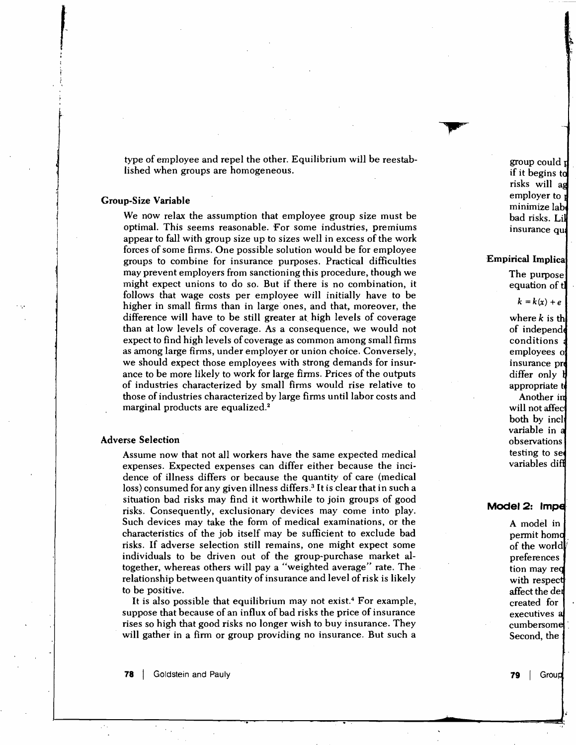type of employee and repel the other. Equilibrium will be reestablished when groups are homogeneous.

### Group-Size Variable

We now relax the assumption that employee group size must be optimal. This seems reasonable. For some industries, premiums appear to fall with group size up to sizes well in excess of the work forces of some firms. One possible solution would be for employee groups to combine for insurance purposes. Practical difficulties may prevent employers from sanctioning this procedure, though we might expect unions to do so. But if there is no combination, it follows that wage costs per employee will initially have to be higher in small firms than in large ones, and that, moreover, the difference will have to be still greater at high levels of coverage than at low levels of coverage. As a consequence, we would not expect to find high levels of coverage as common among small firms as among large firms, under employer or union choice. Conversely, we should expect those employees with strong demands for insurance to be more likely to work for large firms. Prices of the outputs of industries characterized by small firms would rise relative to those of industries characterized by large firms until labor costs and marginal products are equalized.[2]

### Adverse Selection

Assume now that not all workers have the same expected medical expenses. Expected expenses can differ either because the incidence of illness differs or because the quantity of care (medical loss) consumed for any given illness differs.[3] It is clear that in such a situation bad risks may find it worthwhile to join groups of good risks. Consequently, exclusionary devices may come into play. Such devices may take the form of medical examinations, or the characteristics of the job itself may be sufficient to exclude bad risks. If adverse selection still remains, one might expect some individuals to be driven out of the group-purchase market altogether, whereas others will pay a "weighted average" rate. The relationship between quantity of insurance and level of risk is likely to be positive.

It is also possible that equilibrium may not exist.[4] For example, suppose that because of an influx of bad risks the price of insurance rises so high that good risks no longer wish to buy insurance. They will gather in a firm or group providing no insurance. But such a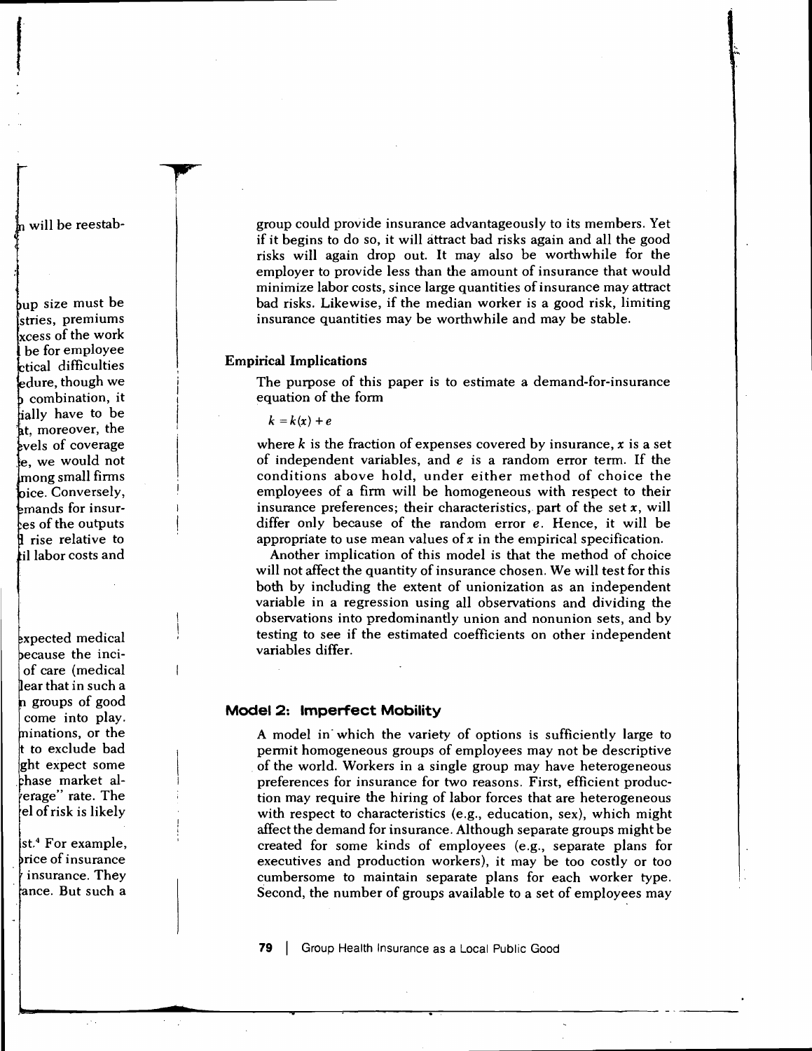group could provide insurance advantageously to its members. Yet if it begins to do so, it will attract bad risks again and all the good risks will again drop out. It may also be worthwhile for the employer to provide less than the amount of insurance that would minimize labor costs, since large quantities of insurance may attract bad risks. Likewise, if the median worker is a good risk, limiting insurance quantities may be worthwhile and may be stable.

### Empirical Implications

The purpose of this paper is to estimate a demand-for-insurance equation of the form

$$k = k(x) + e$$

where $k$ is the fraction of expenses covered by insurance, $x$ is a set of independent variables, and $e$ is a random error term. If the conditions above hold, under either method of choice the employees of a firm will be homogeneous with respect to their insurance preferences; their characteristics, part of the set $x$, will differ only because of the random error $e$. Hence, it will be appropriate to use mean values of $x$ in the empirical specification.

Another implication of this model is that the method of choice will not affect the quantity of insurance chosen. We will test for this both by including the extent of unionization as an independent variable in a regression using all observations and dividing the observations into predominantly union and nonunion sets, and by testing to see if the estimated coefficients on other independent variables differ.

## Model 2: Imperfect Mobility

A model in which the variety of options is sufficiently large to permit homogeneous groups of employees may not be descriptive of the world. Workers in a single group may have heterogeneous preferences for insurance for two reasons. First, efficient production may require the hiring of labor forces that are heterogeneous with respect to characteristics (e.g., education, sex), which might affect the demand for insurance. Although separate groups might be created for some kinds of employees (e.g., separate plans for executives and production workers), it may be too costly or too cumbersome to maintain separate plans for each worker type. Second, the number of groups available to a set of employees may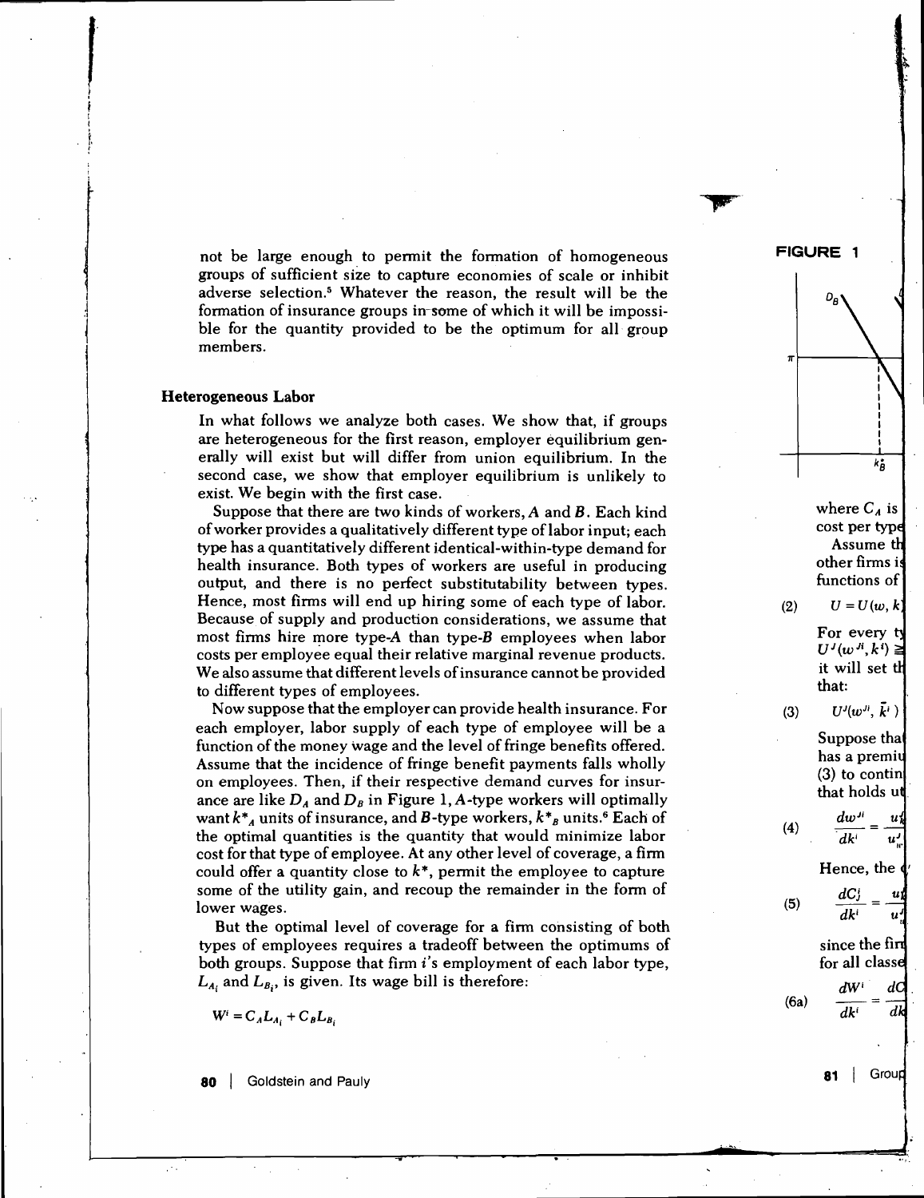not be large enough to permit the formation of homogeneous groups of sufficient size to capture economies of scale or inhibit adverse selection.[5] Whatever the reason, the result will be the formation of insurance groups in some of which it will be impossible for the quantity provided to be the optimum for all group members.

### Heterogeneous Labor

In what follows we analyze both cases. We show that, if groups are heterogeneous for the first reason, employer equilibrium generally will exist but will differ from union equilibrium. In the second case, we show that employer equilibrium is unlikely to exist. We begin with the first case.

Suppose that there are two kinds of workers, $A$ and $B$. Each kind of worker provides a qualitatively different type of labor input; each type has a quantitatively different identical-within-type demand for health insurance. Both types of workers are useful in producing output, and there is no perfect substitutability between types. Hence, most firms will end up hiring some of each type of labor. Because of supply and production considerations, we assume that most firms hire more type-$A$ than type-$B$ employees when labor costs per employee equal their relative marginal revenue products. We also assume that different levels of insurance cannot be provided to different types of employees.

Now suppose that the employer can provide health insurance. For each employer, labor supply of each type of employee will be a function of the money wage and the level of fringe benefits offered. Assume that the incidence of fringe benefit payments falls wholly on employees. Then, if their respective demand curves for insurance are like $D_A$ and $D_B$ in Figure 1, $A$-type workers will optimally want $k^*_A$ units of insurance, and $B$-type workers, $k^*_B$ units.[6] Each of the optimal quantities is the quantity that would minimize labor cost for that type of employee. At any other level of coverage, a firm could offer a quantity close to $k^*$, permit the employee to capture some of the utility gain, and recoup the remainder in the form of lower wages.

But the optimal level of coverage for a firm consisting of both types of employees requires a tradeoff between the optimums of both groups. Suppose that firm $i$'s employment of each labor type, $L_{A_i}$ and $L_{B_i}$, is given. Its wage bill is therefore:

$$W^i = C_A L_{A_i} + C_B L_{B_i}$$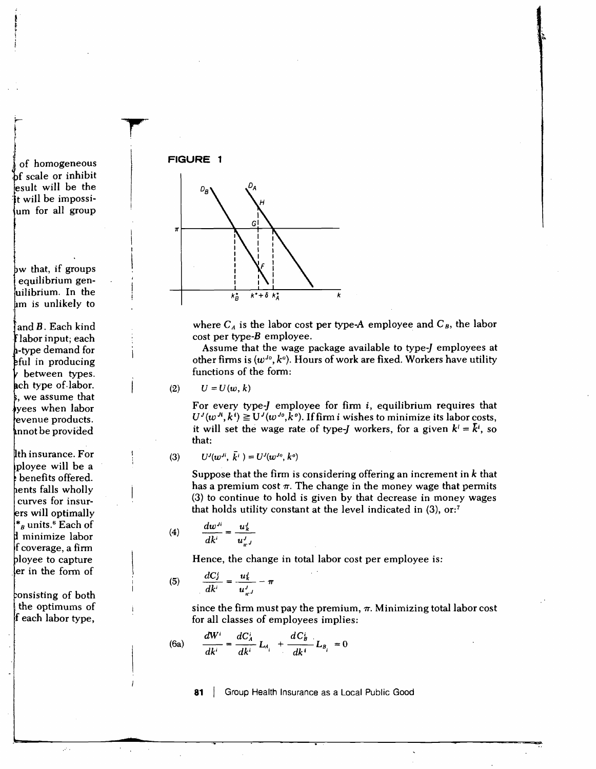**FIGURE 1**

where $C_A$ is the labor cost per type-$A$ employee and $C_B$, the labor cost per type-$B$ employee.

Assume that the wage package available to type-$J$ employees at other firms is $(w^{Jo}, k^o)$. Hours of work are fixed. Workers have utility functions of the form:

$$U = U(w, k) \tag{2}$$

For every type-$J$ employee for firm $i$, equilibrium requires that $U^J(w^{Ji}, k^i) \geqq U^J(w^{Jo}, k^o)$. If firm $i$ wishes to minimize its labor costs, it will set the wage rate of type-$J$ workers, for a given $k^i = \bar{k}^i$, so that:

$$U^J(w^{Ji}, \bar{k}^i) = U^J(w^{Jo}, k^o) \tag{3}$$

Suppose that the firm is considering offering an increment in $k$ that has a premium cost $\pi$. The change in the money wage that permits (3) to continue to hold is given by that decrease in money wages that holds utility constant at the level indicated in (3), or:[7]

$$\frac{dw^{Ji}}{dk^i} = \frac{u_k^J}{u_{w^J}^J} \tag{4}$$

Hence, the change in total labor cost per employee is:

$$\frac{dC_J^i}{dk^i} = \frac{u_k^J}{u_{w^J}^J} - \pi \tag{5}$$

since the firm must pay the premium, $\pi$. Minimizing total labor cost for all classes of employees implies:

$$\frac{dW^i}{dk^i} = \frac{dC_A^i}{dk^i} L_{A_i} + \frac{dC_B^i}{dk^i} L_{B_i} = 0 \tag{6a}$$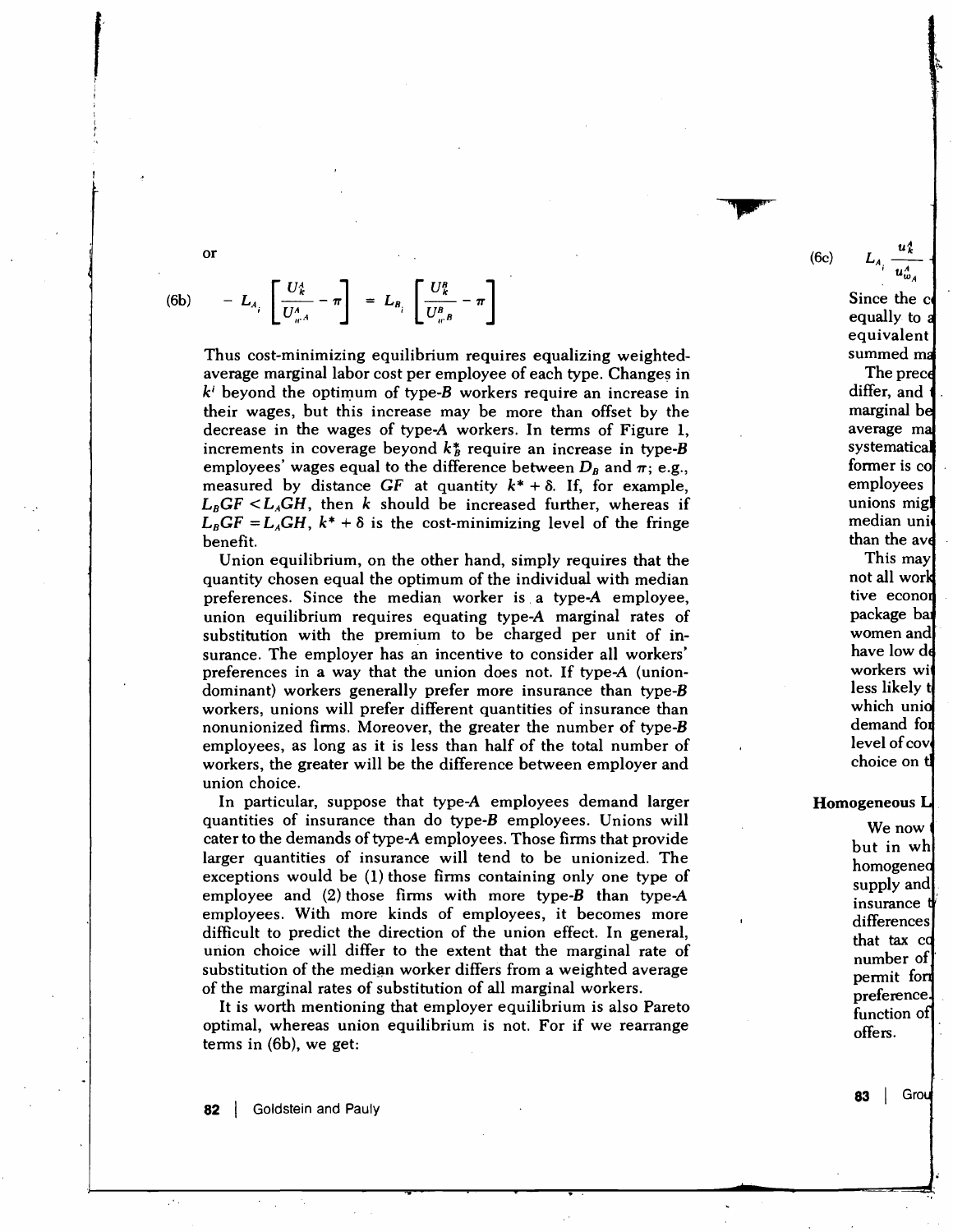or

$$-L_{A_i}\left[\frac{U_k^A}{U_{w^A}^A}-\pi\right] = L_{B_i}\left[\frac{U_k^B}{U_{w^B}^B}-\pi\right] \tag{6b}$$

Thus cost-minimizing equilibrium requires equalizing weighted-average marginal labor cost per employee of each type. Changes in $k^i$ beyond the optimum of type-*B* workers require an increase in their wages, but this increase may be more than offset by the decrease in the wages of type-*A* workers. In terms of Figure 1, increments in coverage beyond $k_B^*$ require an increase in type-*B* employees' wages equal to the difference between $D_B$ and $\pi$; e.g., measured by distance *GF* at quantity $k^* + \delta$. If, for example, $L_B GF < L_A GH$, then $k$ should be increased further, whereas if $L_B GF = L_A GH$, $k^* + \delta$ is the cost-minimizing level of the fringe benefit.

Union equilibrium, on the other hand, simply requires that the quantity chosen equal the optimum of the individual with median preferences. Since the median worker is a type-*A* employee, union equilibrium requires equating type-*A* marginal rates of substitution with the premium to be charged per unit of insurance. The employer has an incentive to consider all workers' preferences in a way that the union does not. If type-*A* (union-dominant) workers generally prefer more insurance than type-*B* workers, unions will prefer different quantities of insurance than nonunionized firms. Moreover, the greater the number of type-*B* employees, as long as it is less than half of the total number of workers, the greater will be the difference between employer and union choice.

In particular, suppose that type-*A* employees demand larger quantities of insurance than do type-*B* employees. Unions will cater to the demands of type-*A* employees. Those firms that provide larger quantities of insurance will tend to be unionized. The exceptions would be (1) those firms containing only one type of employee and (2) those firms with more type-*B* than type-*A* employees. With more kinds of employees, it becomes more difficult to predict the direction of the union effect. In general, union choice will differ to the extent that the marginal rate of substitution of the median worker differs from a weighted average of the marginal rates of substitution of all marginal workers.

It is worth mentioning that employer equilibrium is also Pareto optimal, whereas union equilibrium is not. For if we rearrange terms in (6b), we get: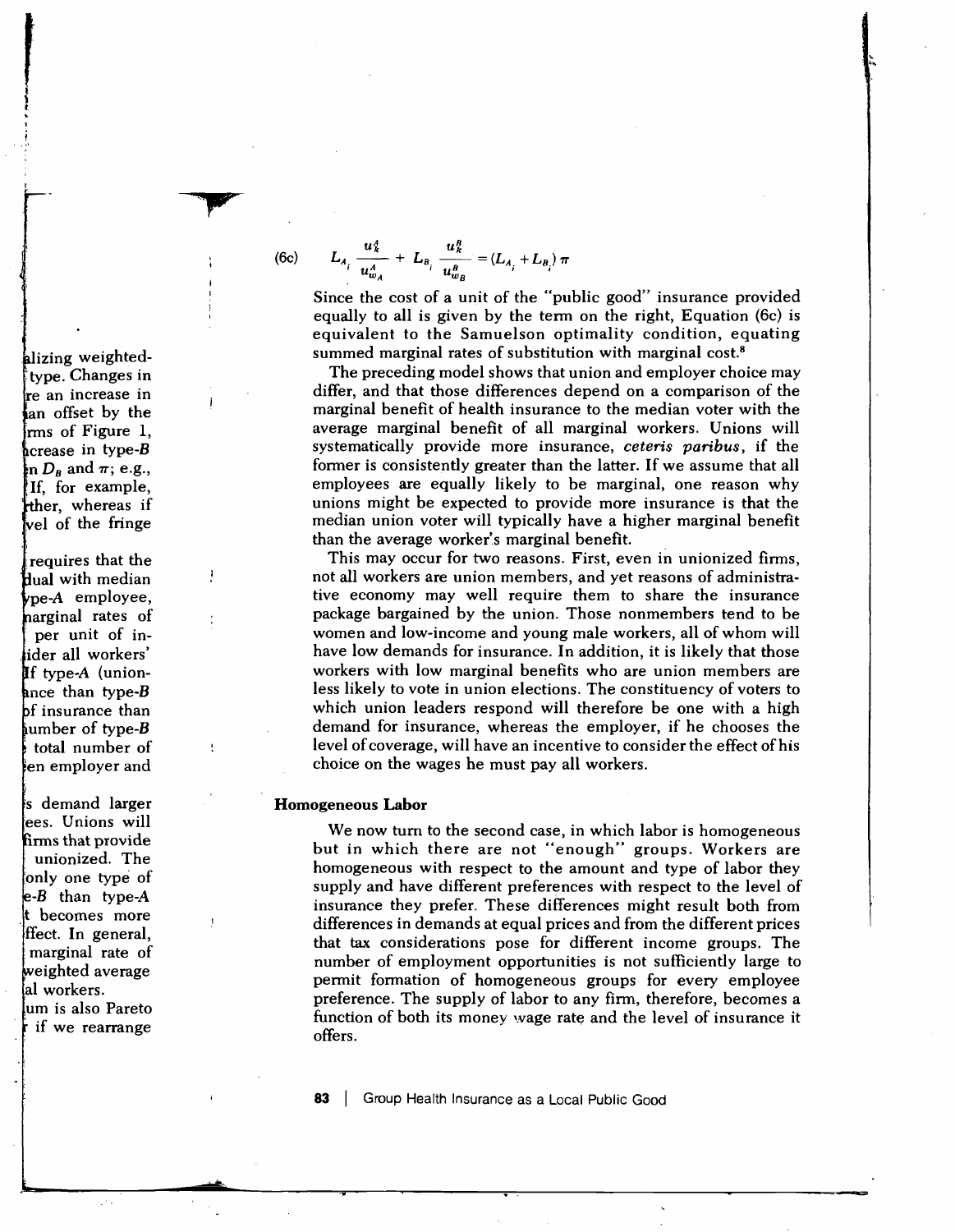$$\text{(6c)} \quad L_{A_i} \frac{u_k^A}{u_{w_A}^A} + L_{B_i} \frac{u_k^B}{u_{w_B}^B} = (L_{A_i} + L_{B_i})\,\pi$$

Since the cost of a unit of the "public good" insurance provided equally to all is given by the term on the right, Equation (6c) is equivalent to the Samuelson optimality condition, equating summed marginal rates of substitution with marginal cost.[8]

The preceding model shows that union and employer choice may differ, and that those differences depend on a comparison of the marginal benefit of health insurance to the median voter with the average marginal benefit of all marginal workers. Unions will systematically provide more insurance, *ceteris paribus*, if the former is consistently greater than the latter. If we assume that all employees are equally likely to be marginal, one reason why unions might be expected to provide more insurance is that the median union voter will typically have a higher marginal benefit than the average worker's marginal benefit.

This may occur for two reasons. First, even in unionized firms, not all workers are union members, and yet reasons of administrative economy may well require them to share the insurance package bargained by the union. Those nonmembers tend to be women and low-income and young male workers, all of whom will have low demands for insurance. In addition, it is likely that those workers with low marginal benefits who are union members are less likely to vote in union elections. The constituency of voters to which union leaders respond will therefore be one with a high demand for insurance, whereas the employer, if he chooses the level of coverage, will have an incentive to consider the effect of his choice on the wages he must pay all workers.

### Homogeneous Labor

We now turn to the second case, in which labor is homogeneous but in which there are not "enough" groups. Workers are homogeneous with respect to the amount and type of labor they supply and have different preferences with respect to the level of insurance they prefer. These differences might result both from differences in demands at equal prices and from the different prices that tax considerations pose for different income groups. The number of employment opportunities is not sufficiently large to permit formation of homogeneous groups for every employee preference. The supply of labor to any firm, therefore, becomes a function of both its money wage rate and the level of insurance it offers.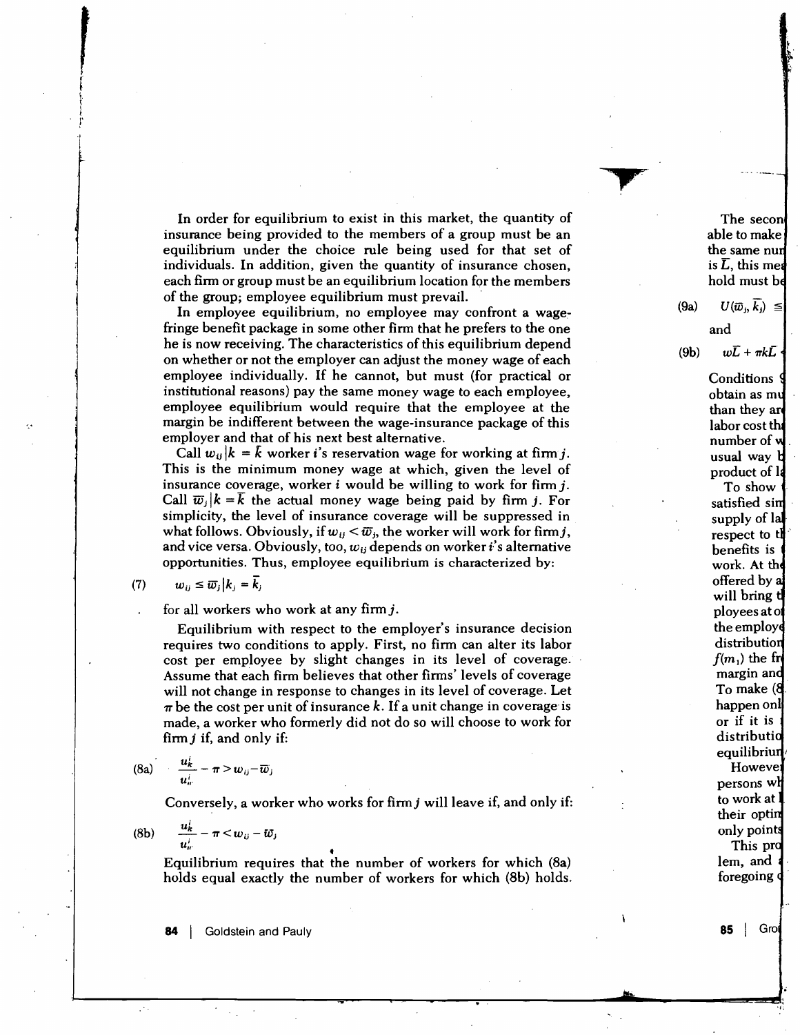In order for equilibrium to exist in this market, the quantity of insurance being provided to the members of a group must be an equilibrium under the choice rule being used for that set of individuals. In addition, given the quantity of insurance chosen, each firm or group must be an equilibrium location for the members of the group; employee equilibrium must prevail.

In employee equilibrium, no employee may confront a wage-fringe benefit package in some other firm that he prefers to the one he is now receiving. The characteristics of this equilibrium depend on whether or not the employer can adjust the money wage of each employee individually. If he cannot, but must (for practical or institutional reasons) pay the same money wage to each employee, employee equilibrium would require that the employee at the margin be indifferent between the wage-insurance package of this employer and that of his next best alternative.

Call $w_{ij}|k = \bar{k}$ worker $i$'s reservation wage for working at firm $j$. This is the minimum money wage at which, given the level of insurance coverage, worker $i$ would be willing to work for firm $j$. Call $\bar{w}_j|k = \bar{k}$ the actual money wage being paid by firm $j$. For simplicity, the level of insurance coverage will be suppressed in what follows. Obviously, if $w_{ij} < \bar{w}_j$, the worker will work for firm $j$, and vice versa. Obviously, too, $w_{ij}$ depends on worker $i$'s alternative opportunities. Thus, employee equilibrium is characterized by:

$$w_{ij} \leq \bar{w}_j | k_j = \bar{k}_j \tag{7}$$

for all workers who work at any firm $j$.

Equilibrium with respect to the employer's insurance decision requires two conditions to apply. First, no firm can alter its labor cost per employee by slight changes in its level of coverage. Assume that each firm believes that other firms' levels of coverage will not change in response to changes in its level of coverage. Let $\pi$ be the cost per unit of insurance $k$. If a unit change in coverage is made, a worker who formerly did not do so will choose to work for firm $j$ if, and only if:

$$\frac{u_k^i}{u_w^i} - \pi > w_{ij} - \bar{w}_j \tag{8a}$$

Conversely, a worker who works for firm $j$ will leave if, and only if:

$$\frac{u_k^i}{u_w^i} - \pi < w_{ij} - \bar{w}_j \tag{8b}$$

Equilibrium requires that the number of workers for which (8a) holds equal exactly the number of workers for which (8b) holds.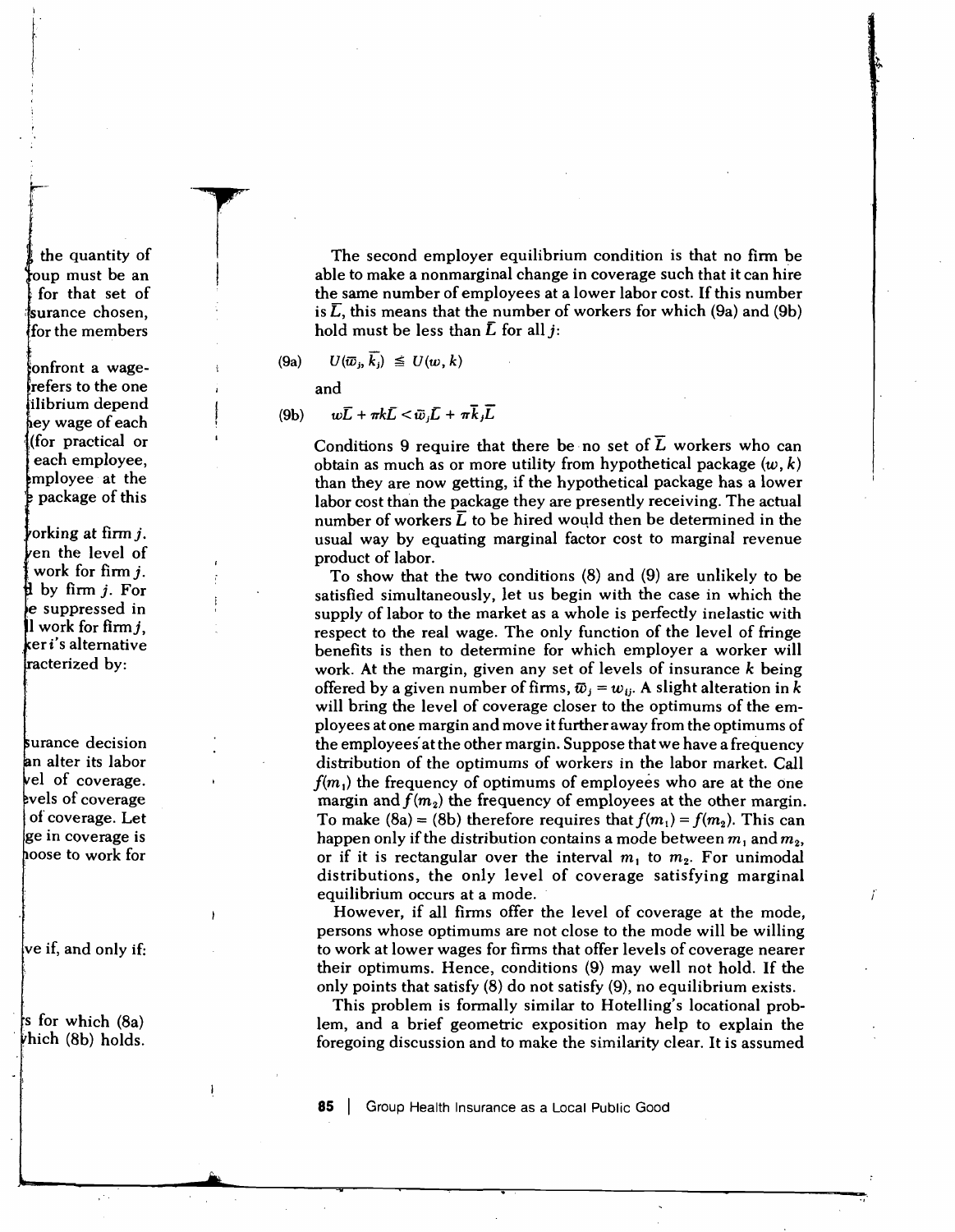The second employer equilibrium condition is that no firm be able to make a nonmarginal change in coverage such that it can hire the same number of employees at a lower labor cost. If this number is $\bar{L}$, this means that the number of workers for which (9a) and (9b) hold must be less than $\bar{L}$ for all $j$:

$$U(\bar{w}_j, \bar{k}_j) \leqq U(w, k) \tag{9a}$$

and

$$w\bar{L} + \pi k\bar{L} < \bar{w}_j\bar{L} + \pi\bar{k}_j\bar{L} \tag{9b}$$

Conditions 9 require that there be no set of $\bar{L}$ workers who can obtain as much as or more utility from hypothetical package $(w, k)$ than they are now getting, if the hypothetical package has a lower labor cost than the package they are presently receiving. The actual number of workers $\bar{L}$ to be hired would then be determined in the usual way by equating marginal factor cost to marginal revenue product of labor.

To show that the two conditions (8) and (9) are unlikely to be satisfied simultaneously, let us begin with the case in which the supply of labor to the market as a whole is perfectly inelastic with respect to the real wage. The only function of the level of fringe benefits is then to determine for which employer a worker will work. At the margin, given any set of levels of insurance $k$ being offered by a given number of firms, $\bar{w}_j = w_{ij}$. A slight alteration in $k$ will bring the level of coverage closer to the optimums of the employees at one margin and move it further away from the optimums of the employees at the other margin. Suppose that we have a frequency distribution of the optimums of workers in the labor market. Call $f(m_1)$ the frequency of optimums of employees who are at the one margin and $f(m_2)$ the frequency of employees at the other margin. To make (8a) = (8b) therefore requires that $f(m_1) = f(m_2)$. This can happen only if the distribution contains a mode between $m_1$ and $m_2$, or if it is rectangular over the interval $m_1$ to $m_2$. For unimodal distributions, the only level of coverage satisfying marginal equilibrium occurs at a mode.

However, if all firms offer the level of coverage at the mode, persons whose optimums are not close to the mode will be willing to work at lower wages for firms that offer levels of coverage nearer their optimums. Hence, conditions (9) may well not hold. If the only points that satisfy (8) do not satisfy (9), no equilibrium exists.

This problem is formally similar to Hotelling's locational problem, and a brief geometric exposition may help to explain the foregoing discussion and to make the similarity clear. It is assumed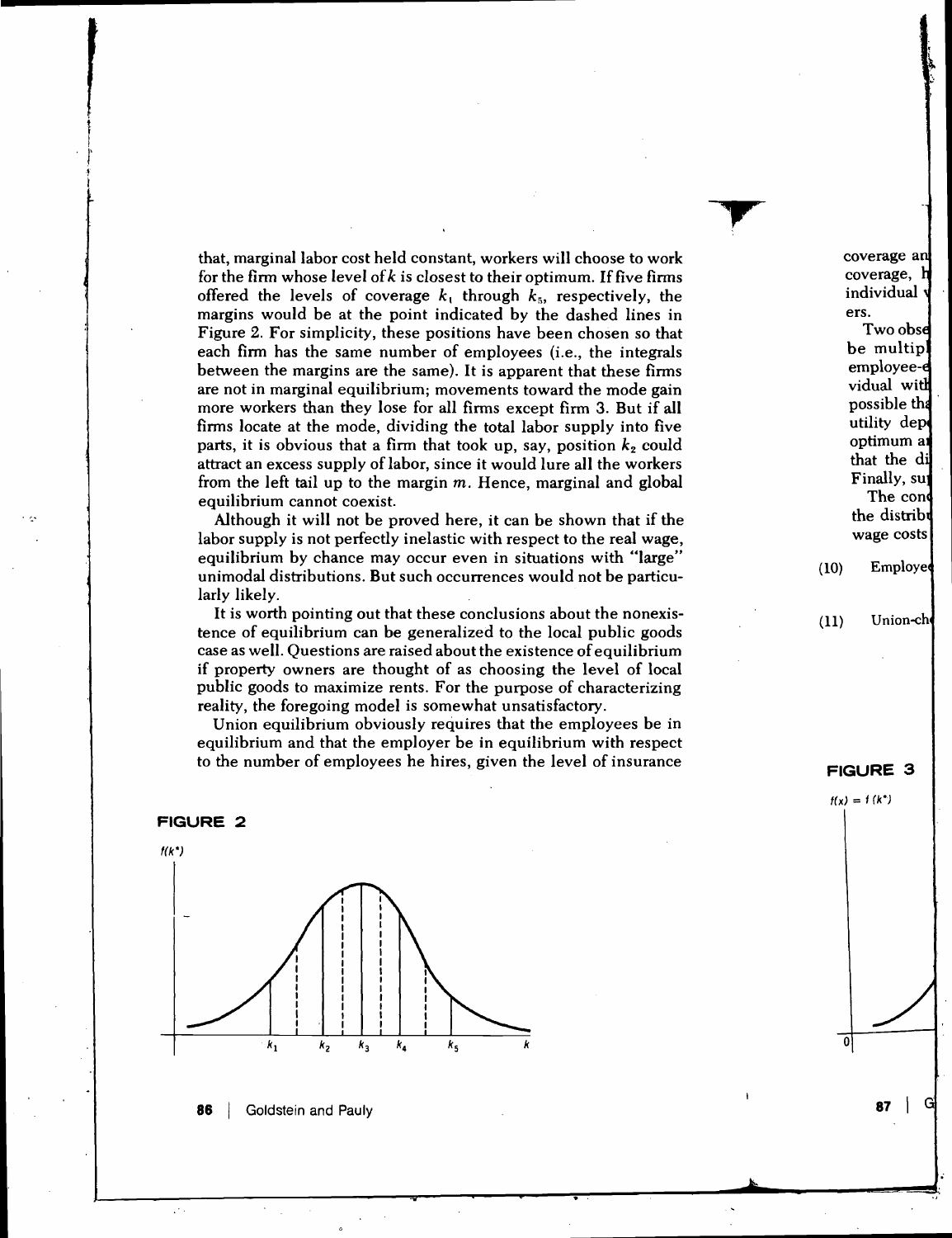that, marginal labor cost held constant, workers will choose to work for the firm whose level of $k$ is closest to their optimum. If five firms offered the levels of coverage $k_1$ through $k_5$, respectively, the margins would be at the point indicated by the dashed lines in Figure 2. For simplicity, these positions have been chosen so that each firm has the same number of employees (i.e., the integrals between the margins are the same). It is apparent that these firms are not in marginal equilibrium; movements toward the mode gain more workers than they lose for all firms except firm 3. But if all firms locate at the mode, dividing the total labor supply into five parts, it is obvious that a firm that took up, say, position $k_2$ could attract an excess supply of labor, since it would lure all the workers from the left tail up to the margin $m$. Hence, marginal and global equilibrium cannot coexist.

Although it will not be proved here, it can be shown that if the labor supply is not perfectly inelastic with respect to the real wage, equilibrium by chance may occur even in situations with "large" unimodal distributions. But such occurrences would not be particularly likely.

It is worth pointing out that these conclusions about the nonexistence of equilibrium can be generalized to the local public goods case as well. Questions are raised about the existence of equilibrium if property owners are thought of as choosing the level of local public goods to maximize rents. For the purpose of characterizing reality, the foregoing model is somewhat unsatisfactory.

Union equilibrium obviously requires that the employees be in equilibrium and that the employer be in equilibrium with respect to the number of employees he hires, given the level of insurance

**FIGURE 2**

$f(k^*)$

$k_1$ $k_2$ $k_3$ $k_4$ $k_5$ $k$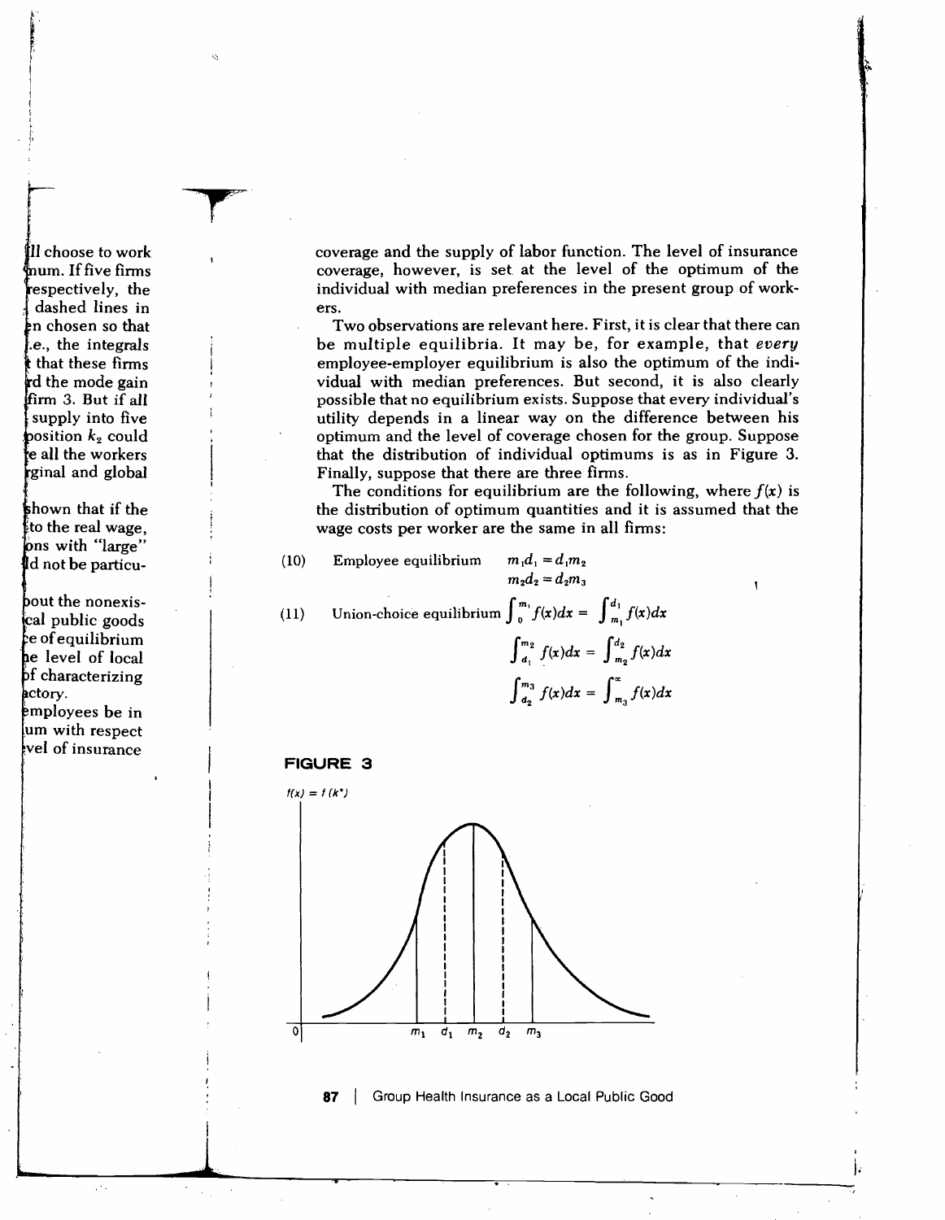coverage and the supply of labor function. The level of insurance coverage, however, is set at the level of the optimum of the individual with median preferences in the present group of workers.

Two observations are relevant here. First, it is clear that there can be multiple equilibria. It may be, for example, that *every* employee-employer equilibrium is also the optimum of the individual with median preferences. But second, it is also clearly possible that no equilibrium exists. Suppose that every individual's utility depends in a linear way on the difference between his optimum and the level of coverage chosen for the group. Suppose that the distribution of individual optimums is as in Figure 3. Finally, suppose that there are three firms.

The conditions for equilibrium are the following, where $f(x)$ is the distribution of optimum quantities and it is assumed that the wage costs per worker are the same in all firms:

(10) Employee equilibrium
$$m_1 d_1 = d_1 m_2$$
$$m_2 d_2 = d_2 m_3$$

(11) Union-choice equilibrium
$$\int_0^{m_1} f(x)dx = \int_{m_1}^{d_1} f(x)dx$$
$$\int_{d_1}^{m_2} f(x)dx = \int_{m_2}^{d_2} f(x)dx$$
$$\int_{d_2}^{m_3} f(x)dx = \int_{m_3}^{\infty} f(x)dx$$

**FIGURE 3**

$f(x) = f(k^*)$

$0 \quad m_1 \quad d_1 \quad m_2 \quad d_2 \quad m_3$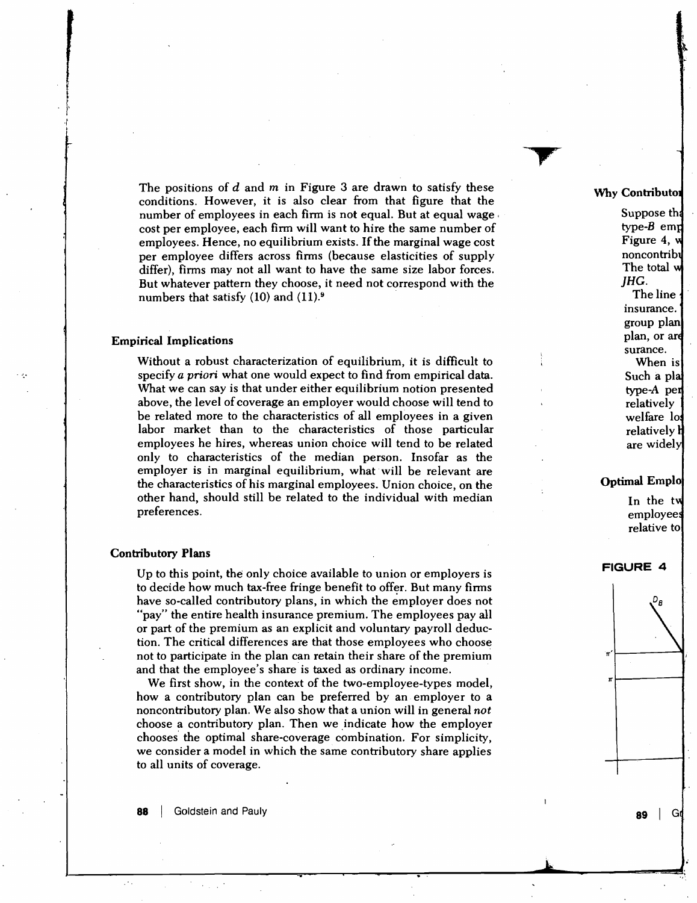The positions of $d$ and $m$ in Figure 3 are drawn to satisfy these conditions. However, it is also clear from that figure that the number of employees in each firm is not equal. But at equal wage cost per employee, each firm will want to hire the same number of employees. Hence, no equilibrium exists. If the marginal wage cost per employee differs across firms (because elasticities of supply differ), firms may not all want to have the same size labor forces. But whatever pattern they choose, it need not correspond with the numbers that satisfy (10) and (11).[9]

### Empirical Implications

Without a robust characterization of equilibrium, it is difficult to specify *a priori* what one would expect to find from empirical data. What we can say is that under either equilibrium notion presented above, the level of coverage an employer would choose will tend to be related more to the characteristics of all employees in a given labor market than to the characteristics of those particular employees he hires, whereas union choice will tend to be related only to characteristics of the median person. Insofar as the employer is in marginal equilibrium, what will be relevant are the characteristics of his marginal employees. Union choice, on the other hand, should still be related to the individual with median preferences.

### Contributory Plans

Up to this point, the only choice available to union or employers is to decide how much tax-free fringe benefit to offer. But many firms have so-called contributory plans, in which the employer does not "pay" the entire health insurance premium. The employees pay all or part of the premium as an explicit and voluntary payroll deduction. The critical differences are that those employees who choose not to participate in the plan can retain their share of the premium and that the employee's share is taxed as ordinary income.

We first show, in the context of the two-employee-types model, how a contributory plan can be preferred by an employer to a noncontributory plan. We also show that a union will in general *not* choose a contributory plan. Then we indicate how the employer chooses the optimal share-coverage combination. For simplicity, we consider a model in which the same contributory share applies to all units of coverage.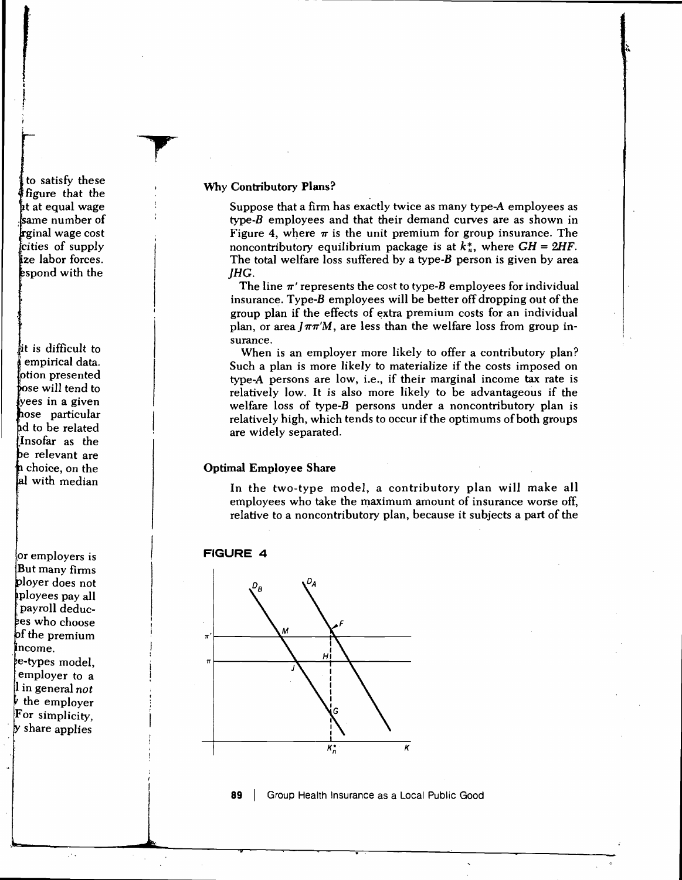## Why Contributory Plans?

Suppose that a firm has exactly twice as many type-$A$ employees as type-$B$ employees and that their demand curves are as shown in Figure 4, where $\pi$ is the unit premium for group insurance. The noncontributory equilibrium package is at $k_n^*$, where $GH = 2HF$. The total welfare loss suffered by a type-$B$ person is given by area $JHG$.

The line $\pi'$ represents the cost to type-$B$ employees for individual insurance. Type-$B$ employees will be better off dropping out of the group plan if the effects of extra premium costs for an individual plan, or area $J\pi\pi'M$, are less than the welfare loss from group insurance.

When is an employer more likely to offer a contributory plan? Such a plan is more likely to materialize if the costs imposed on type-$A$ persons are low, i.e., if their marginal income tax rate is relatively low. It is also more likely to be advantageous if the welfare loss of type-$B$ persons under a noncontributory plan is relatively high, which tends to occur if the optimums of both groups are widely separated.

## Optimal Employee Share

In the two-type model, a contributory plan will make all employees who take the maximum amount of insurance worse off, relative to a noncontributory plan, because it subjects a part of the

**FIGURE 4**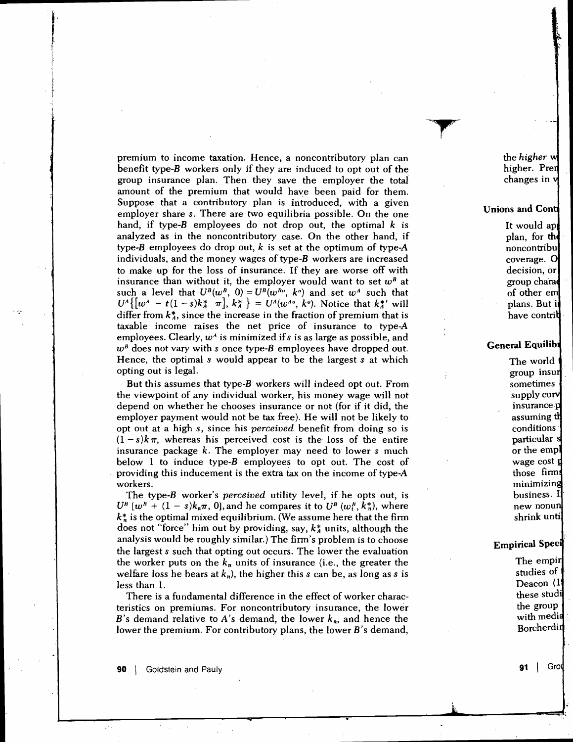premium to income taxation. Hence, a noncontributory plan can benefit type-$B$ workers only if they are induced to opt out of the group insurance plan. Then they save the employer the total amount of the premium that would have been paid for them. Suppose that a contributory plan is introduced, with a given employer share $s$. There are two equilibria possible. On the one hand, if type-$B$ employees do not drop out, the optimal $k$ is analyzed as in the noncontributory case. On the other hand, if type-$B$ employees do drop out, $k$ is set at the optimum of type-$A$ individuals, and the money wages of type-$B$ workers are increased to make up for the loss of insurance. If they are worse off with insurance than without it, the employer would want to set $w^B$ at such a level that $U^B(w^B, 0) = U^B(w^{Bo}, k^o)$ and set $w^A$ such that $U^A\{[w^A - t(1-s)k_A^* \ \pi], k_A^*\} = U^A(w^{Ao}, k^o)$. Notice that $k_A^{*\prime}$ will differ from $k_A^*$, since the increase in the fraction of premium that is taxable income raises the net price of insurance to type-$A$ employees. Clearly, $w^A$ is minimized if $s$ is as large as possible, and $w^B$ does not vary with $s$ once type-$B$ employees have dropped out. Hence, the optimal $s$ would appear to be the largest $s$ at which opting out is legal.

But this assumes that type-$B$ workers will indeed opt out. From the viewpoint of any individual worker, his money wage will not depend on whether he chooses insurance or not (for if it did, the employer payment would not be tax free). He will not be likely to opt out at a high $s$, since his *perceived* benefit from doing so is $(1-s)k\pi$, whereas his perceived cost is the loss of the entire insurance package $k$. The employer may need to lower $s$ much below 1 to induce type-$B$ employees to opt out. The cost of providing this inducement is the extra tax on the income of type-$A$ workers.

The type-$B$ worker's *perceived* utility level, if he opts out, is $U^B\,[w^B + (1-s)k_n\pi, 0]$, and he compares it to $U^B\,(w_i^B, k_n^*)$, where $k_n^*$ is the optimal mixed equilibrium. (We assume here that the firm does not "force" him out by providing, say, $k_A^*$ units, although the analysis would be roughly similar.) The firm's problem is to choose the largest $s$ such that opting out occurs. The lower the evaluation the worker puts on the $k_n$ units of insurance (i.e., the greater the welfare loss he bears at $k_n$), the higher this $s$ can be, as long as $s$ is less than 1.

There is a fundamental difference in the effect of worker characteristics on premiums. For noncontributory insurance, the lower $B$'s demand relative to $A$'s demand, the lower $k_n$, and hence the lower the premium. For contributory plans, the lower $B$'s demand,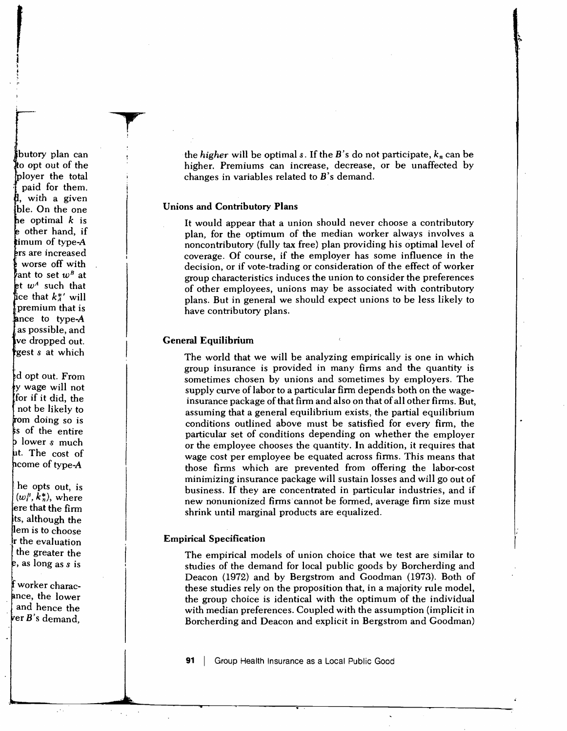the *higher* will be optimal $s$. If the $B$'s do not participate, $k_n$ can be higher. Premiums can increase, decrease, or be unaffected by changes in variables related to $B$'s demand.

### Unions and Contributory Plans

It would appear that a union should never choose a contributory plan, for the optimum of the median worker always involves a noncontributory (fully tax free) plan providing his optimal level of coverage. Of course, if the employer has some influence in the decision, or if vote-trading or consideration of the effect of worker group characteristics induces the union to consider the preferences of other employees, unions may be associated with contributory plans. But in general we should expect unions to be less likely to have contributory plans.

### General Equilibrium

The world that we will be analyzing empirically is one in which group insurance is provided in many firms and the quantity is sometimes chosen by unions and sometimes by employers. The supply curve of labor to a particular firm depends both on the wage-insurance package of that firm and also on that of all other firms. But, assuming that a general equilibrium exists, the partial equilibrium conditions outlined above must be satisfied for every firm, the particular set of conditions depending on whether the employer or the employee chooses the quantity. In addition, it requires that wage cost per employee be equated across firms. This means that those firms which are prevented from offering the labor-cost minimizing insurance package will sustain losses and will go out of business. If they are concentrated in particular industries, and if new nonunionized firms cannot be formed, average firm size must shrink until marginal products are equalized.

### Empirical Specification

The empirical models of union choice that we test are similar to studies of the demand for local public goods by Borcherding and Deacon (1972) and by Bergstrom and Goodman (1973). Both of these studies rely on the proposition that, in a majority rule model, the group choice is identical with the optimum of the individual with median preferences. Coupled with the assumption (implicit in Borcherding and Deacon and explicit in Bergstrom and Goodman)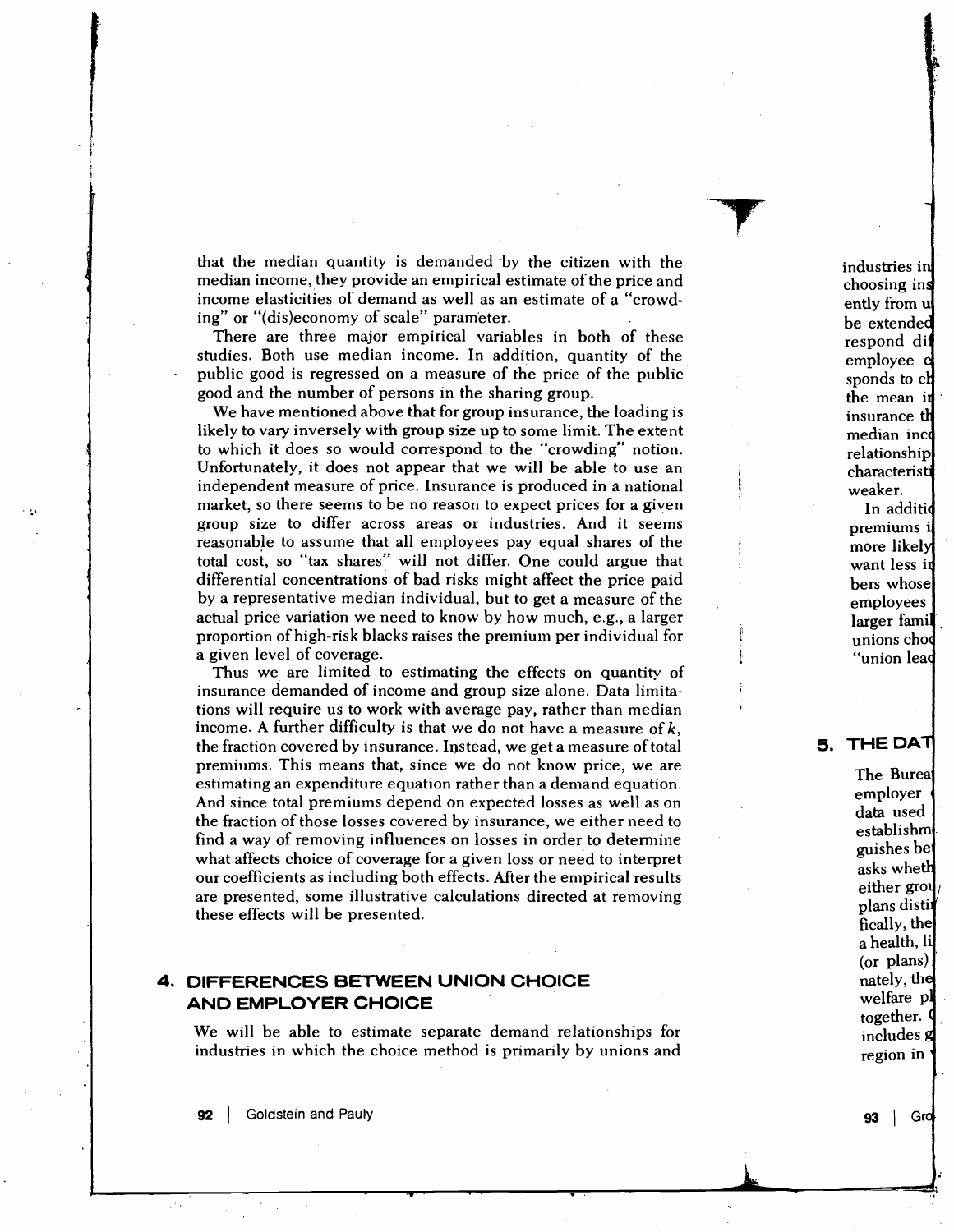that the median quantity is demanded by the citizen with the median income, they provide an empirical estimate of the price and income elasticities of demand as well as an estimate of a "crowding" or "(dis)economy of scale" parameter.

There are three major empirical variables in both of these studies. Both use median income. In addition, quantity of the public good is regressed on a measure of the price of the public good and the number of persons in the sharing group.

We have mentioned above that for group insurance, the loading is likely to vary inversely with group size up to some limit. The extent to which it does so would correspond to the "crowding" notion. Unfortunately, it does not appear that we will be able to use an independent measure of price. Insurance is produced in a national market, so there seems to be no reason to expect prices for a given group size to differ across areas or industries. And it seems reasonable to assume that all employees pay equal shares of the total cost, so "tax shares" will not differ. One could argue that differential concentrations of bad risks might affect the price paid by a representative median individual, but to get a measure of the actual price variation we need to know by how much, e.g., a larger proportion of high-risk blacks raises the premium per individual for a given level of coverage.

Thus we are limited to estimating the effects on quantity of insurance demanded of income and group size alone. Data limitations will require us to work with average pay, rather than median income. A further difficulty is that we do not have a measure of $k$, the fraction covered by insurance. Instead, we get a measure of total premiums. This means that, since we do not know price, we are estimating an expenditure equation rather than a demand equation. And since total premiums depend on expected losses as well as on the fraction of those losses covered by insurance, we either need to find a way of removing influences on losses in order to determine what affects choice of coverage for a given loss or need to interpret our coefficients as including both effects. After the empirical results are presented, some illustrative calculations directed at removing these effects will be presented.

## 4. DIFFERENCES BETWEEN UNION CHOICE AND EMPLOYER CHOICE

We will be able to estimate separate demand relationships for industries in which the choice method is primarily by unions and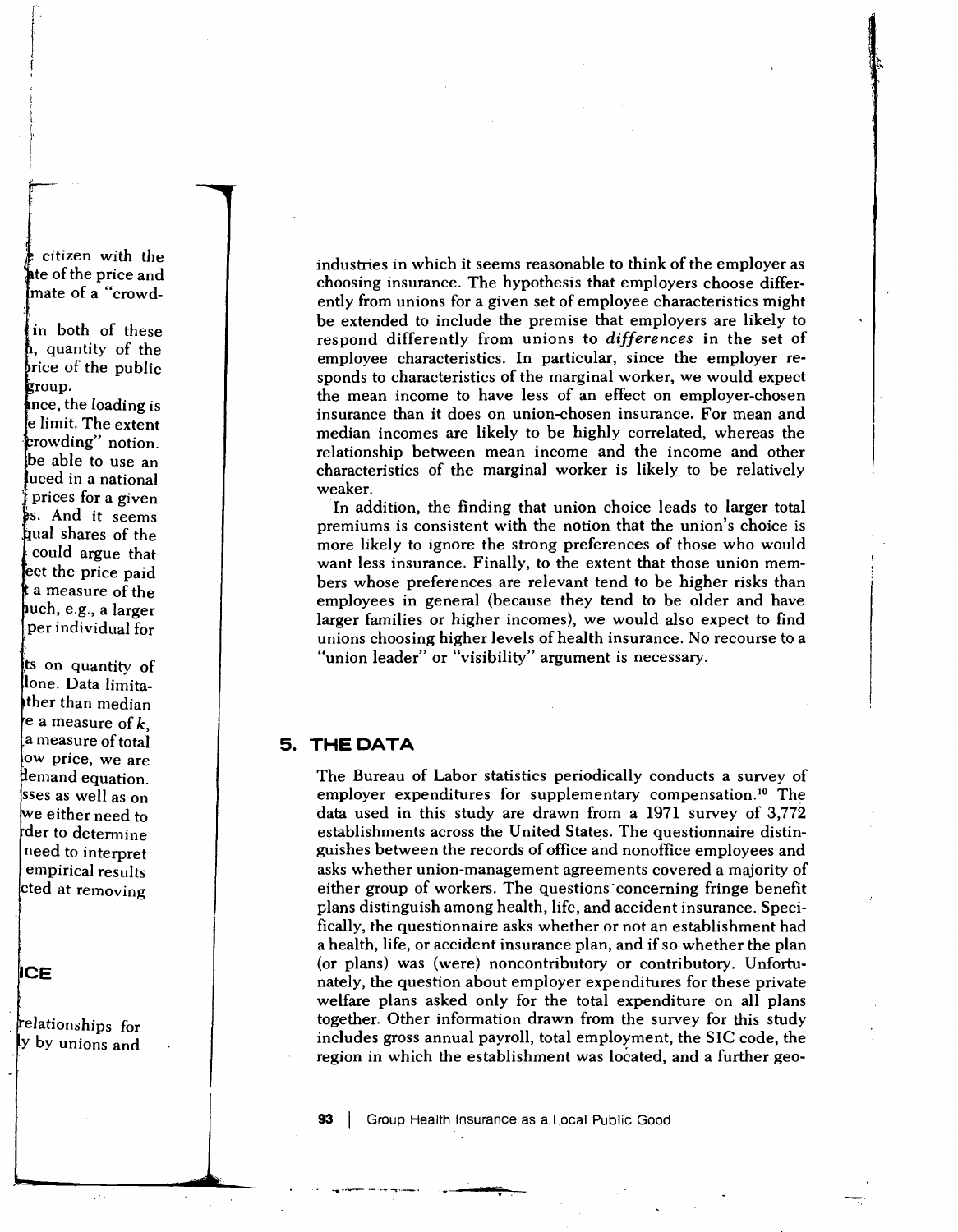industries in which it seems reasonable to think of the employer as choosing insurance. The hypothesis that employers choose differently from unions for a given set of employee characteristics might be extended to include the premise that employers are likely to respond differently from unions to *differences* in the set of employee characteristics. In particular, since the employer responds to characteristics of the marginal worker, we would expect the mean income to have less of an effect on employer-chosen insurance than it does on union-chosen insurance. For mean and median incomes are likely to be highly correlated, whereas the relationship between mean income and the income and other characteristics of the marginal worker is likely to be relatively weaker.

In addition, the finding that union choice leads to larger total premiums is consistent with the notion that the union's choice is more likely to ignore the strong preferences of those who would want less insurance. Finally, to the extent that those union members whose preferences are relevant tend to be higher risks than employees in general (because they tend to be older and have larger families or higher incomes), we would also expect to find unions choosing higher levels of health insurance. No recourse to a "union leader" or "visibility" argument is necessary.

## 5. THE DATA

The Bureau of Labor statistics periodically conducts a survey of employer expenditures for supplementary compensation.[10] The data used in this study are drawn from a 1971 survey of 3,772 establishments across the United States. The questionnaire distinguishes between the records of office and nonoffice employees and asks whether union-management agreements covered a majority of either group of workers. The questions concerning fringe benefit plans distinguish among health, life, and accident insurance. Specifically, the questionnaire asks whether or not an establishment had a health, life, or accident insurance plan, and if so whether the plan (or plans) was (were) noncontributory or contributory. Unfortunately, the question about employer expenditures for these private welfare plans asked only for the total expenditure on all plans together. Other information drawn from the survey for this study includes gross annual payroll, total employment, the SIC code, the region in which the establishment was located, and a further geo-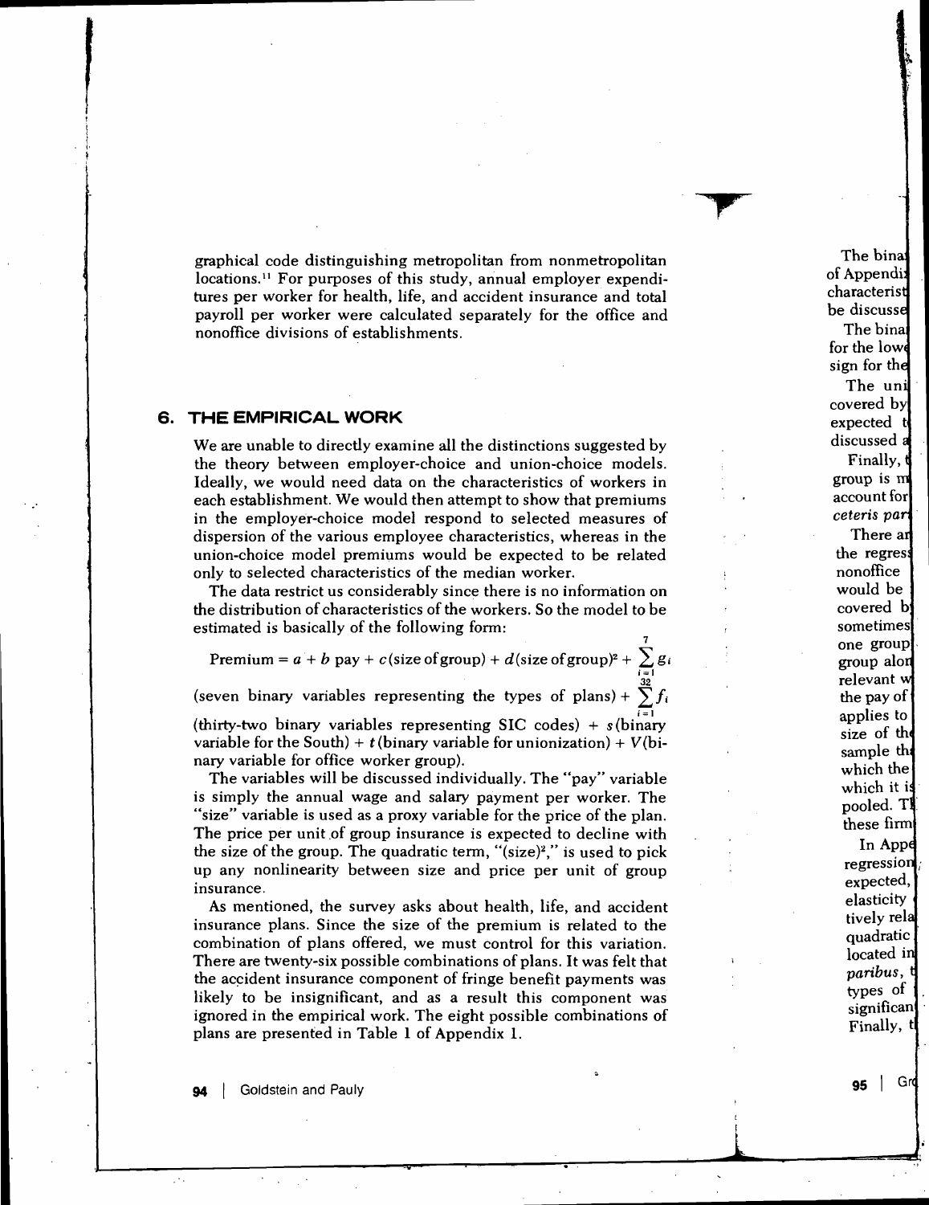graphical code distinguishing metropolitan from nonmetropolitan locations.[11] For purposes of this study, annual employer expenditures per worker for health, life, and accident insurance and total payroll per worker were calculated separately for the office and nonoffice divisions of establishments.

## 6. THE EMPIRICAL WORK

We are unable to directly examine all the distinctions suggested by the theory between employer-choice and union-choice models. Ideally, we would need data on the characteristics of workers in each establishment. We would then attempt to show that premiums in the employer-choice model respond to selected measures of dispersion of the various employee characteristics, whereas in the union-choice model premiums would be expected to be related only to selected characteristics of the median worker.

The data restrict us considerably since there is no information on the distribution of characteristics of the workers. So the model to be estimated is basically of the following form:

$$\text{Premium} = a + b \text{ pay} + c(\text{size of group}) + d(\text{size of group})^2 + \sum_{i=1}^{7} g_i$$

$$(\text{seven binary variables representing the types of plans}) + \sum_{i=1}^{32} f_i$$

(thirty-two binary variables representing SIC codes) + $s$(binary variable for the South) + $t$(binary variable for unionization) + $V$(binary variable for office worker group).

The variables will be discussed individually. The "pay" variable is simply the annual wage and salary payment per worker. The "size" variable is used as a proxy variable for the price of the plan. The price per unit of group insurance is expected to decline with the size of the group. The quadratic term, "(size)$^2$," is used to pick up any nonlinearity between size and price per unit of group insurance.

As mentioned, the survey asks about health, life, and accident insurance plans. Since the size of the premium is related to the combination of plans offered, we must control for this variation. There are twenty-six possible combinations of plans. It was felt that the accident insurance component of fringe benefit payments was likely to be insignificant, and as a result this component was ignored in the empirical work. The eight possible combinations of plans are presented in Table 1 of Appendix 1.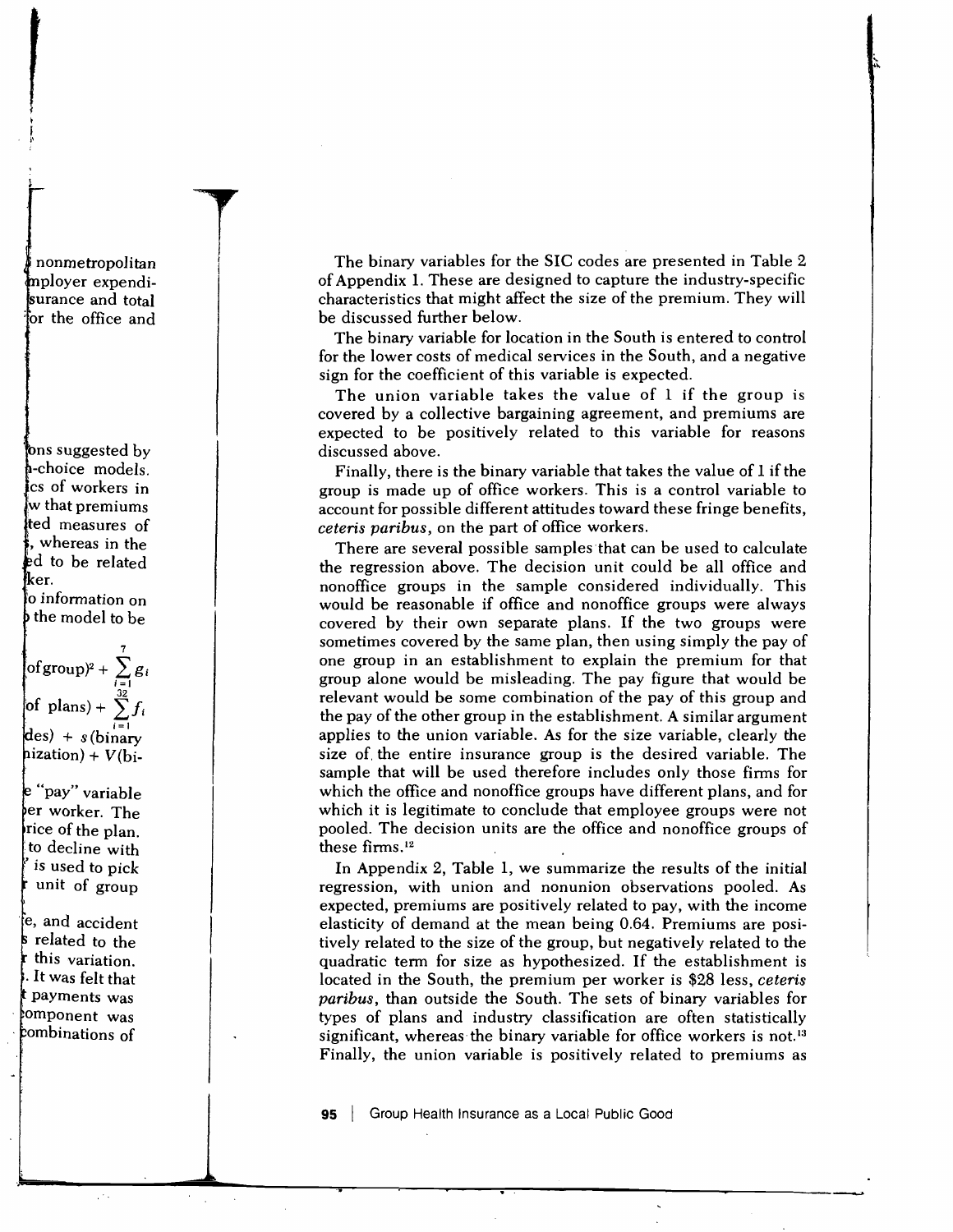The binary variables for the SIC codes are presented in Table 2 of Appendix 1. These are designed to capture the industry-specific characteristics that might affect the size of the premium. They will be discussed further below.

The binary variable for location in the South is entered to control for the lower costs of medical services in the South, and a negative sign for the coefficient of this variable is expected.

The union variable takes the value of 1 if the group is covered by a collective bargaining agreement, and premiums are expected to be positively related to this variable for reasons discussed above.

Finally, there is the binary variable that takes the value of 1 if the group is made up of office workers. This is a control variable to account for possible different attitudes toward these fringe benefits, *ceteris paribus*, on the part of office workers.

There are several possible samples that can be used to calculate the regression above. The decision unit could be all office and nonoffice groups in the sample considered individually. This would be reasonable if office and nonoffice groups were always covered by their own separate plans. If the two groups were sometimes covered by the same plan, then using simply the pay of one group in an establishment to explain the premium for that group alone would be misleading. The pay figure that would be relevant would be some combination of the pay of this group and the pay of the other group in the establishment. A similar argument applies to the union variable. As for the size variable, clearly the size of the entire insurance group is the desired variable. The sample that will be used therefore includes only those firms for which the office and nonoffice groups have different plans, and for which it is legitimate to conclude that employee groups were not pooled. The decision units are the office and nonoffice groups of these firms.[12]

In Appendix 2, Table 1, we summarize the results of the initial regression, with union and nonunion observations pooled. As expected, premiums are positively related to pay, with the income elasticity of demand at the mean being 0.64. Premiums are positively related to the size of the group, but negatively related to the quadratic term for size as hypothesized. If the establishment is located in the South, the premium per worker is \$28 less, *ceteris paribus*, than outside the South. The sets of binary variables for types of plans and industry classification are often statistically significant, whereas the binary variable for office workers is not.[13] Finally, the union variable is positively related to premiums as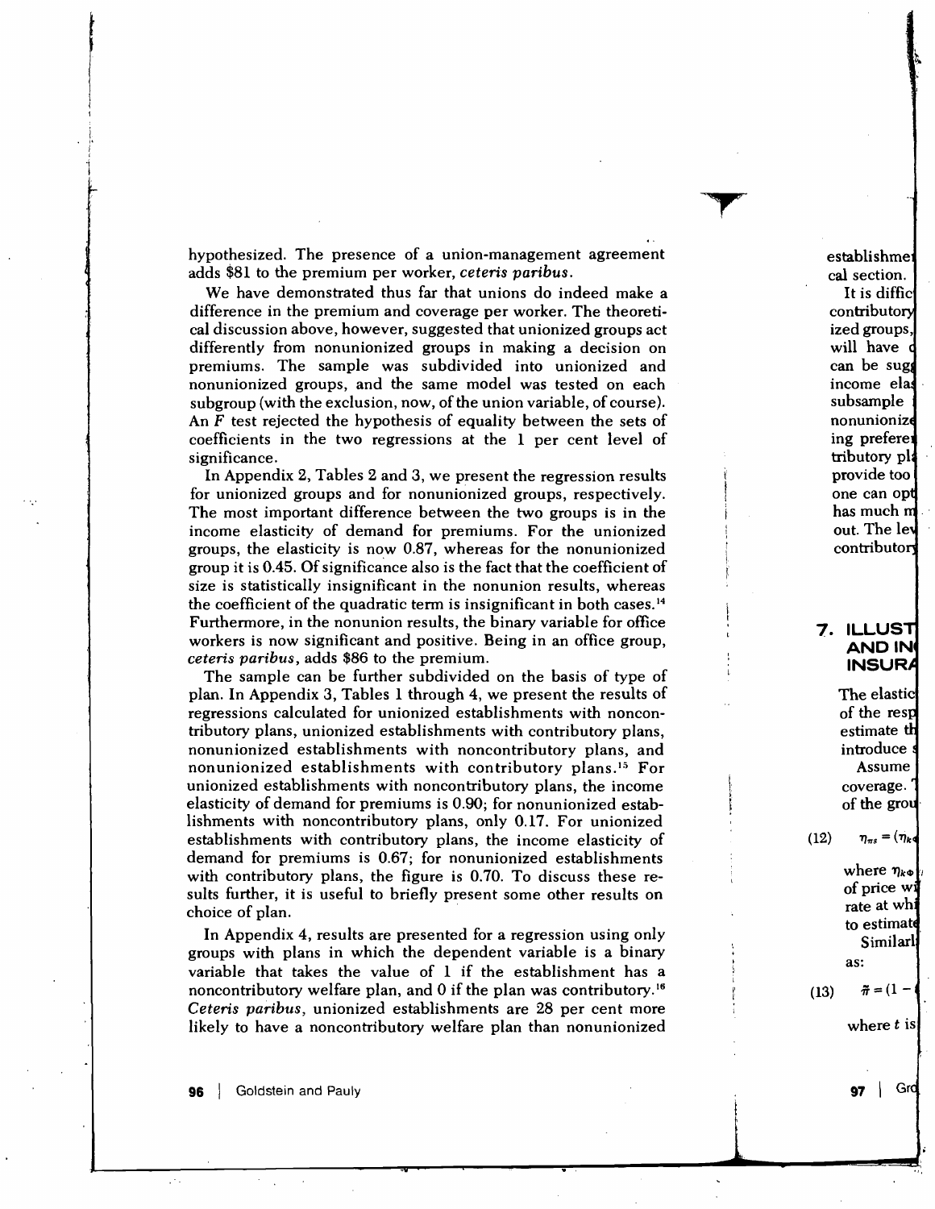hypothesized. The presence of a union-management agreement adds $81 to the premium per worker, *ceteris paribus*.

We have demonstrated thus far that unions do indeed make a difference in the premium and coverage per worker. The theoretical discussion above, however, suggested that unionized groups act differently from nonunionized groups in making a decision on premiums. The sample was subdivided into unionized and nonunionized groups, and the same model was tested on each subgroup (with the exclusion, now, of the union variable, of course). An $F$ test rejected the hypothesis of equality between the sets of coefficients in the two regressions at the 1 per cent level of significance.

In Appendix 2, Tables 2 and 3, we present the regression results for unionized groups and for nonunionized groups, respectively. The most important difference between the two groups is in the income elasticity of demand for premiums. For the unionized groups, the elasticity is now 0.87, whereas for the nonunionized group it is 0.45. Of significance also is the fact that the coefficient of size is statistically insignificant in the nonunion results, whereas the coefficient of the quadratic term is insignificant in both cases.[14] Furthermore, in the nonunion results, the binary variable for office workers is now significant and positive. Being in an office group, *ceteris paribus*, adds $86 to the premium.

The sample can be further subdivided on the basis of type of plan. In Appendix 3, Tables 1 through 4, we present the results of regressions calculated for unionized establishments with noncontributory plans, unionized establishments with contributory plans, nonunionized establishments with noncontributory plans, and nonunionized establishments with contributory plans.[15] For unionized establishments with noncontributory plans, the income elasticity of demand for premiums is 0.90; for nonunionized establishments with noncontributory plans, only 0.17. For unionized establishments with contributory plans, the income elasticity of demand for premiums is 0.67; for nonunionized establishments with contributory plans, the figure is 0.70. To discuss these results further, it is useful to briefly present some other results on choice of plan.

In Appendix 4, results are presented for a regression using only groups with plans in which the dependent variable is a binary variable that takes the value of 1 if the establishment has a noncontributory welfare plan, and 0 if the plan was contributory.[16] *Ceteris paribus*, unionized establishments are 28 per cent more likely to have a noncontributory welfare plan than nonunionized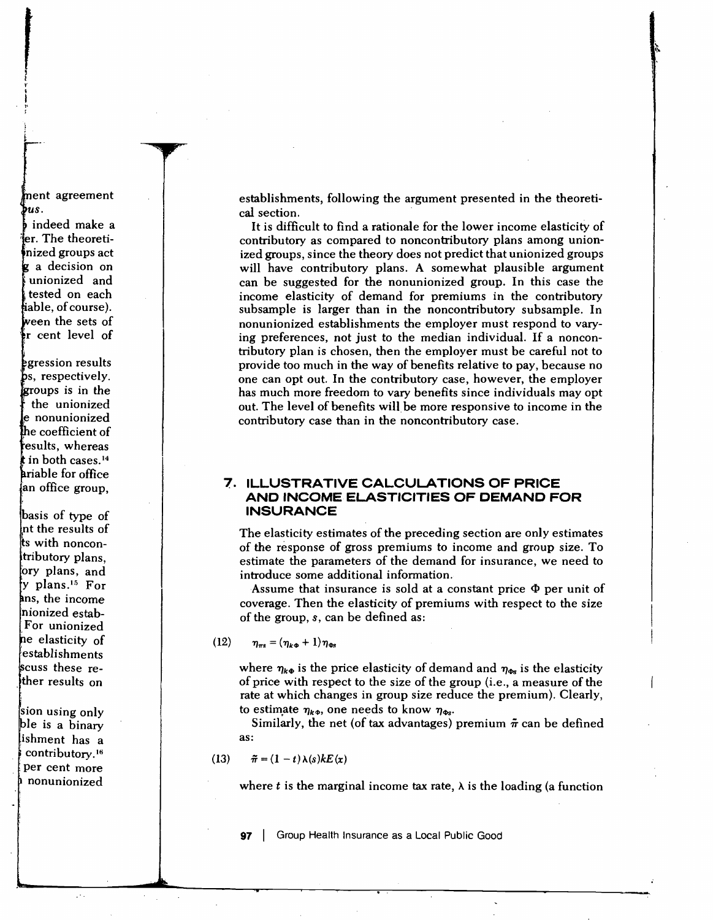establishments, following the argument presented in the theoretical section.

It is difficult to find a rationale for the lower income elasticity of contributory as compared to noncontributory plans among unionized groups, since the theory does not predict that unionized groups will have contributory plans. A somewhat plausible argument can be suggested for the nonunionized group. In this case the income elasticity of demand for premiums in the contributory subsample is larger than in the noncontributory subsample. In nonunionized establishments the employer must respond to varying preferences, not just to the median individual. If a noncontributory plan is chosen, then the employer must be careful not to provide too much in the way of benefits relative to pay, because no one can opt out. In the contributory case, however, the employer has much more freedom to vary benefits since individuals may opt out. The level of benefits will be more responsive to income in the contributory case than in the noncontributory case.

## 7. ILLUSTRATIVE CALCULATIONS OF PRICE AND INCOME ELASTICITIES OF DEMAND FOR INSURANCE

The elasticity estimates of the preceding section are only estimates of the response of gross premiums to income and group size. To estimate the parameters of the demand for insurance, we need to introduce some additional information.

Assume that insurance is sold at a constant price $\Phi$ per unit of coverage. Then the elasticity of premiums with respect to the size of the group, $s$, can be defined as:

$$\eta_{\pi s} = (\eta_{k\Phi} + 1)\eta_{\Phi s} \tag{12}$$

where $\eta_{k\Phi}$ is the price elasticity of demand and $\eta_{\Phi s}$ is the elasticity of price with respect to the size of the group (i.e., a measure of the rate at which changes in group size reduce the premium). Clearly, to estimate $\eta_{k\Phi}$, one needs to know $\eta_{\Phi s}$.

Similarly, the net (of tax advantages) premium $\tilde{\pi}$ can be defined as:

$$\tilde{\pi} = (1 - t)\lambda(s)kE(x) \tag{13}$$

where $t$ is the marginal income tax rate, $\lambda$ is the loading (a function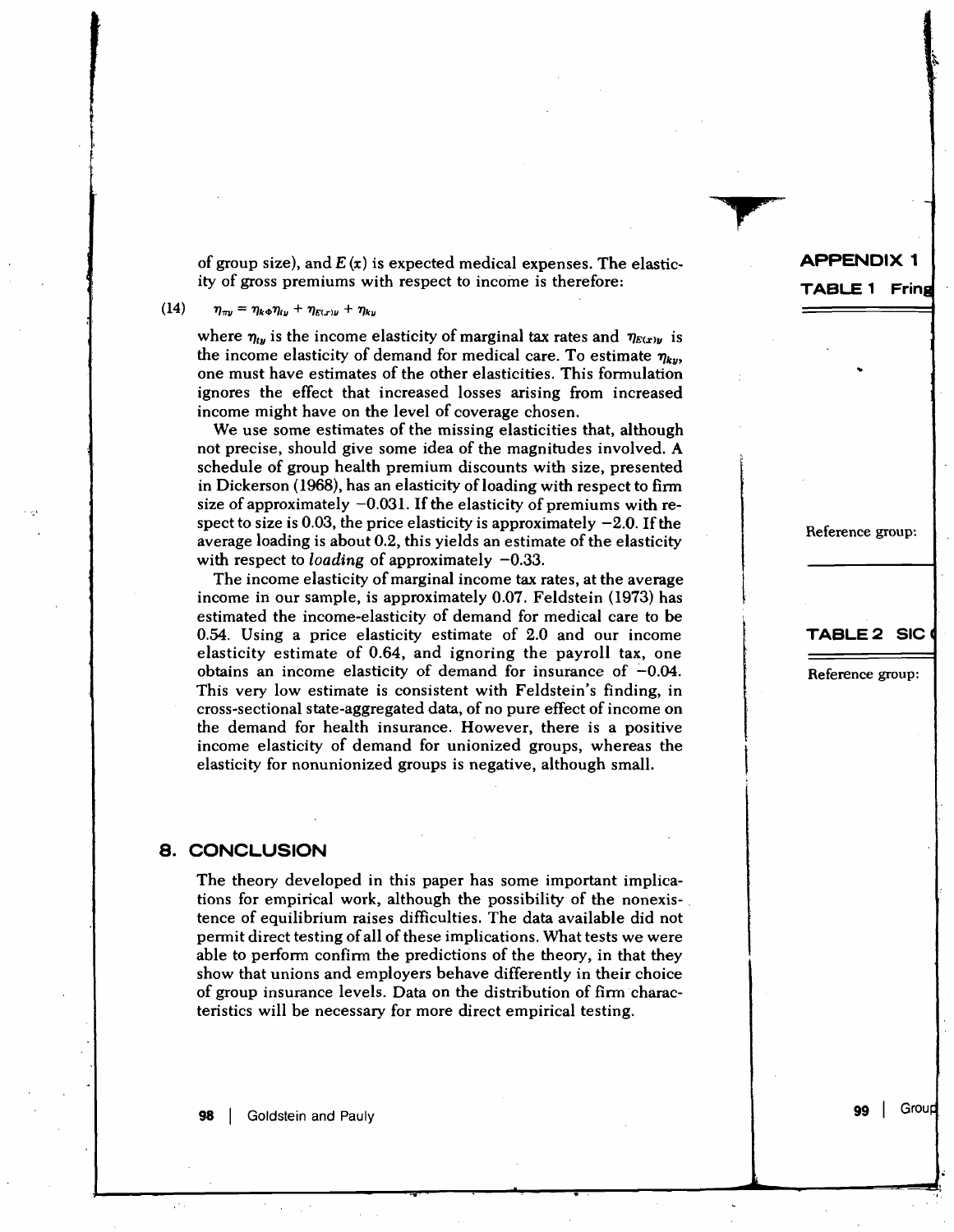of group size), and $E(x)$ is expected medical expenses. The elasticity of gross premiums with respect to income is therefore:

$$\eta_{\pi y} = \eta_{k\phi}\eta_{ty} + \eta_{E(x)y} + \eta_{ky} \tag{14}$$

where $\eta_{ty}$ is the income elasticity of marginal tax rates and $\eta_{E(x)y}$ is the income elasticity of demand for medical care. To estimate $\eta_{ky}$, one must have estimates of the other elasticities. This formulation ignores the effect that increased losses arising from increased income might have on the level of coverage chosen.

We use some estimates of the missing elasticities that, although not precise, should give some idea of the magnitudes involved. A schedule of group health premium discounts with size, presented in Dickerson (1968), has an elasticity of loading with respect to firm size of approximately −0.031. If the elasticity of premiums with respect to size is 0.03, the price elasticity is approximately −2.0. If the average loading is about 0.2, this yields an estimate of the elasticity with respect to *loading* of approximately −0.33.

The income elasticity of marginal income tax rates, at the average income in our sample, is approximately 0.07. Feldstein (1973) has estimated the income-elasticity of demand for medical care to be 0.54. Using a price elasticity estimate of 2.0 and our income elasticity estimate of 0.64, and ignoring the payroll tax, one obtains an income elasticity of demand for insurance of −0.04. This very low estimate is consistent with Feldstein's finding, in cross-sectional state-aggregated data, of no pure effect of income on the demand for health insurance. However, there is a positive income elasticity of demand for unionized groups, whereas the elasticity for nonunionized groups is negative, although small.

## 8. CONCLUSION

The theory developed in this paper has some important implications for empirical work, although the possibility of the nonexistence of equilibrium raises difficulties. The data available did not permit direct testing of all of these implications. What tests we were able to perform confirm the predictions of the theory, in that they show that unions and employers behave differently in their choice of group insurance levels. Data on the distribution of firm characteristics will be necessary for more direct empirical testing.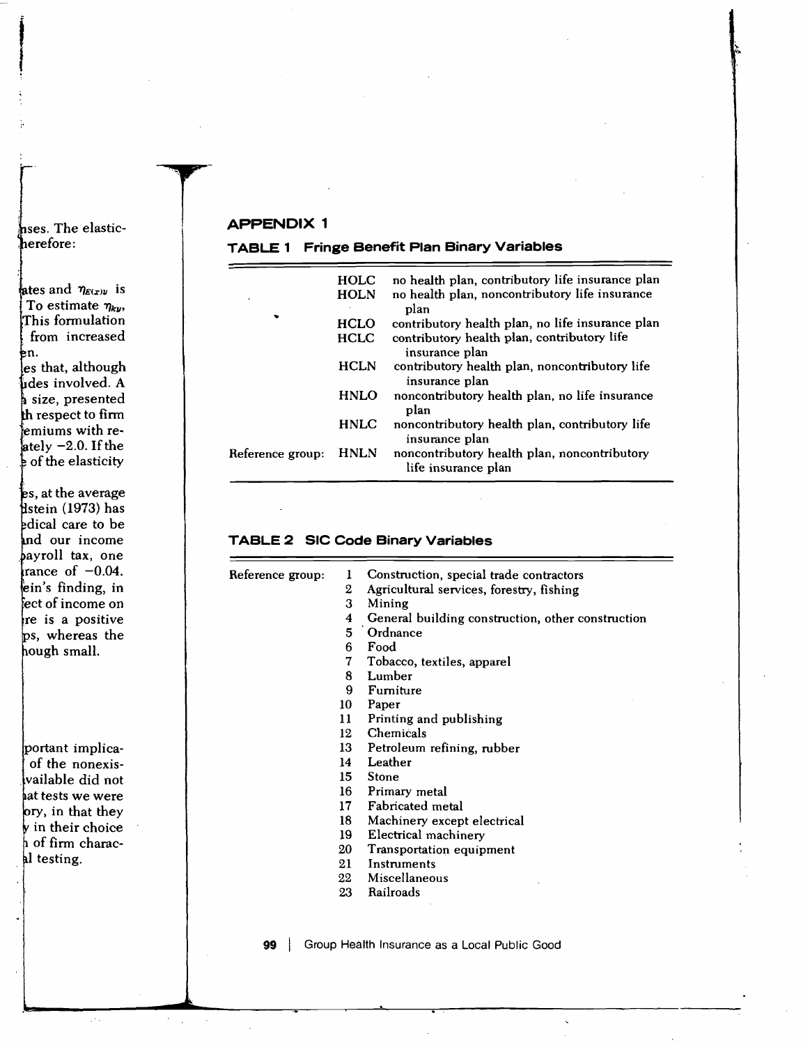## APPENDIX 1

### TABLE 1 Fringe Benefit Plan Binary Variables

| | | |
|---|---|---|
| | HOLC | no health plan, contributory life insurance plan |
| | HOLN | no health plan, noncontributory life insurance plan |
| | HCLO | contributory health plan, no life insurance plan |
| | HCLC | contributory health plan, contributory life insurance plan |
| | HCLN | contributory health plan, noncontributory life insurance plan |
| | HNLO | noncontributory health plan, no life insurance plan |
| | HNLC | noncontributory health plan, contributory life insurance plan |
| Reference group: | HNLN | noncontributory health plan, noncontributory life insurance plan |

### TABLE 2 SIC Code Binary Variables

| | | |
|---|---|---|
| Reference group: | 1 | Construction, special trade contractors |
| | 2 | Agricultural services, forestry, fishing |
| | 3 | Mining |
| | 4 | General building construction, other construction |
| | 5 | Ordnance |
| | 6 | Food |
| | 7 | Tobacco, textiles, apparel |
| | 8 | Lumber |
| | 9 | Furniture |
| | 10 | Paper |
| | 11 | Printing and publishing |
| | 12 | Chemicals |
| | 13 | Petroleum refining, rubber |
| | 14 | Leather |
| | 15 | Stone |
| | 16 | Primary metal |
| | 17 | Fabricated metal |
| | 18 | Machinery except electrical |
| | 19 | Electrical machinery |
| | 20 | Transportation equipment |
| | 21 | Instruments |
| | 22 | Miscellaneous |
| | 23 | Railroads |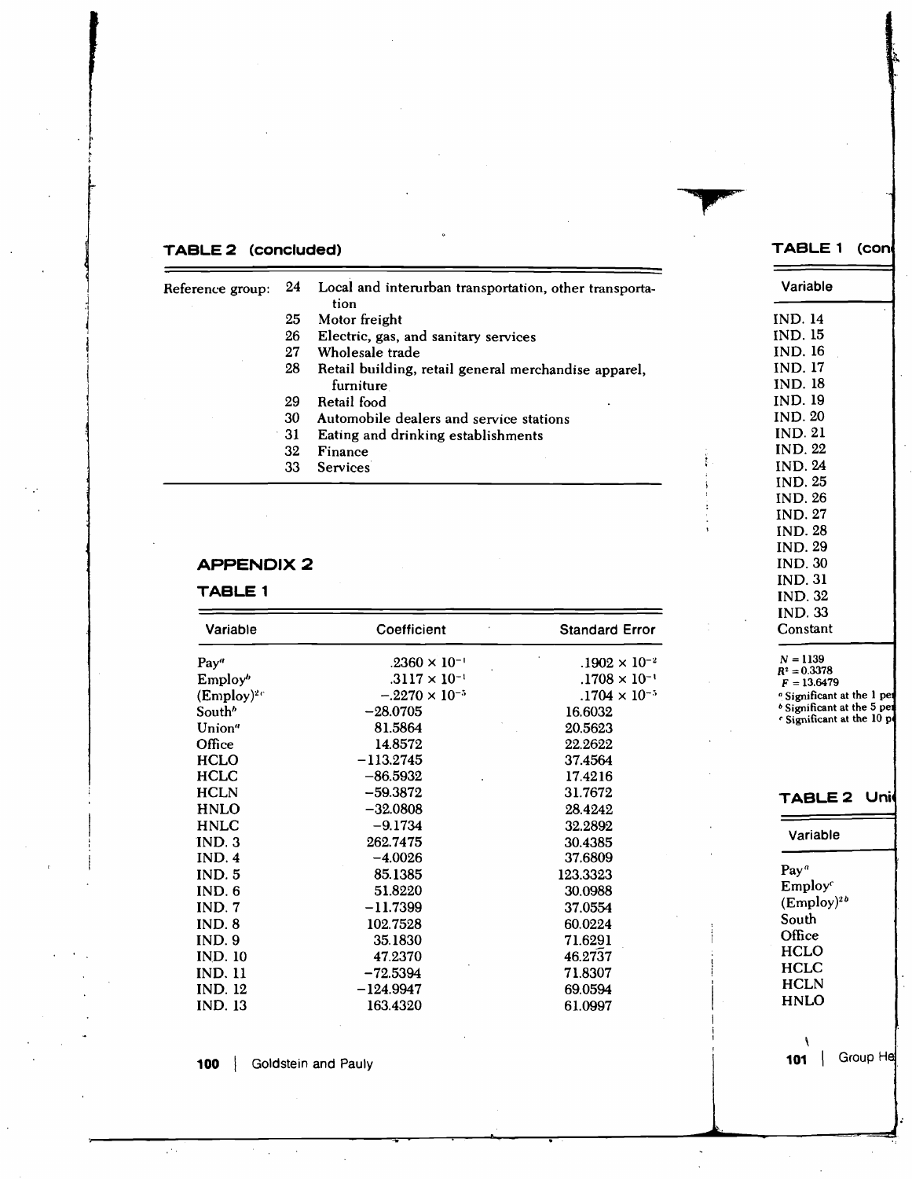### TABLE 2 (concluded)

| | | |
|---|---|---|
| Reference group: | 24 | Local and interurban transportation, other transportation |
| | 25 | Motor freight |
| | 26 | Electric, gas, and sanitary services |
| | 27 | Wholesale trade |
| | 28 | Retail building, retail general merchandise apparel, furniture |
| | 29 | Retail food |
| | 30 | Automobile dealers and service stations |
| | 31 | Eating and drinking establishments |
| | 32 | Finance |
| | 33 | Services |

## APPENDIX 2

### TABLE 1

| Variable | Coefficient | Standard Error |
|---|---|---|
| Pay[a] | $.2360 \times 10^{-1}$ | $.1902 \times 10^{-2}$ |
| Employ[b] | $.3117 \times 10^{-1}$ | $.1708 \times 10^{-1}$ |
| $(\text{Employ})^2$[c] | $-.2270 \times 10^{-5}$ | $.1704 \times 10^{-5}$ |
| South[b] | −28.0705 | 16.6032 |
| Union[a] | 81.5864 | 20.5623 |
| Office | 14.8572 | 22.2622 |
| HCLO | −113.2745 | 37.4564 |
| HCLC | −86.5932 | 17.4216 |
| HCLN | −59.3872 | 31.7672 |
| HNLO | −32.0808 | 28.4242 |
| HNLC | −9.1734 | 32.2892 |
| IND. 3 | 262.7475 | 30.4385 |
| IND. 4 | −4.0026 | 37.6809 |
| IND. 5 | 85.1385 | 123.3323 |
| IND. 6 | 51.8220 | 30.0988 |
| IND. 7 | −11.7399 | 37.0554 |
| IND. 8 | 102.7528 | 60.0224 |
| IND. 9 | 35.1830 | 71.6291 |
| IND. 10 | 47.2370 | 46.2737 |
| IND. 11 | −72.5394 | 71.8307 |
| IND. 12 | −124.9947 | 69.0594 |
| IND. 13 | 163.4320 | 61.0997 |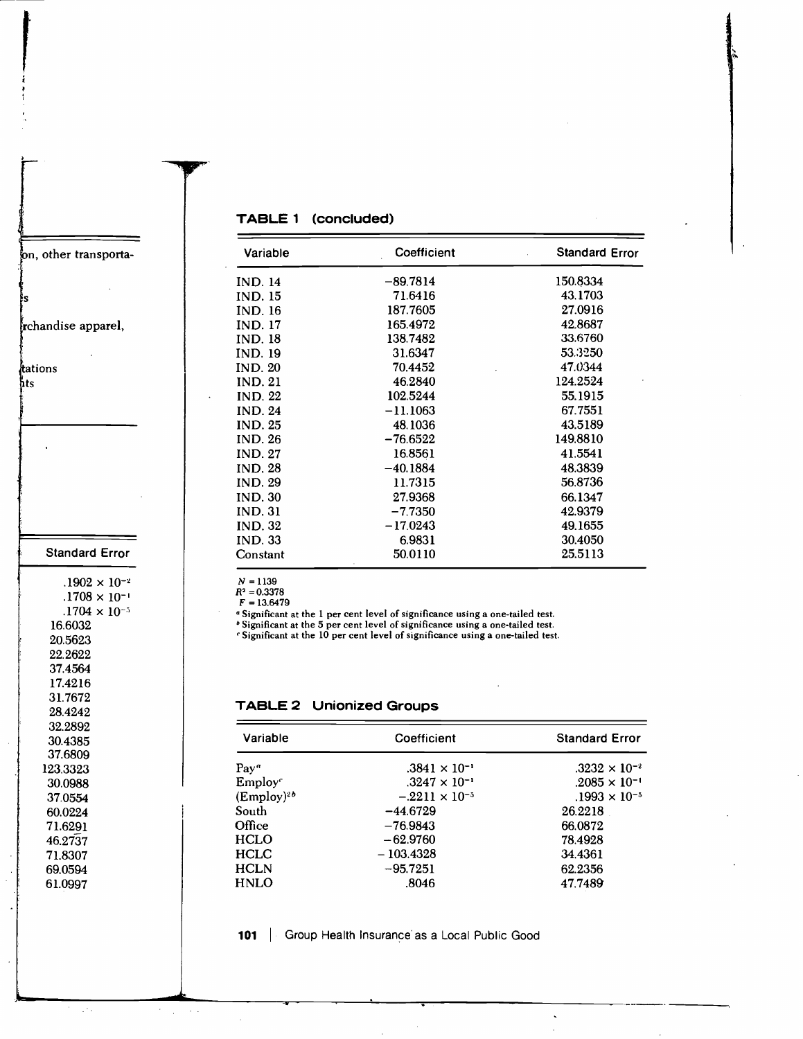**TABLE 1 (concluded)**

| Variable | Coefficient | Standard Error |
|---|---|---|
| IND. 14 | −89.7814 | 150.8334 |
| IND. 15 | 71.6416 | 43.1703 |
| IND. 16 | 187.7605 | 27.0916 |
| IND. 17 | 165.4972 | 42.8687 |
| IND. 18 | 138.7482 | 33.6760 |
| IND. 19 | 31.6347 | 53.3250 |
| IND. 20 | 70.4452 | 47.0344 |
| IND. 21 | 46.2840 | 124.2524 |
| IND. 22 | 102.5244 | 55.1915 |
| IND. 24 | −11.1063 | 67.7551 |
| IND. 25 | 48.1036 | 43.5189 |
| IND. 26 | −76.6522 | 149.8810 |
| IND. 27 | 16.8561 | 41.5541 |
| IND. 28 | −40.1884 | 48.3839 |
| IND. 29 | 11.7315 | 56.8736 |
| IND. 30 | 27.9368 | 66.1347 |
| IND. 31 | −7.7350 | 42.9379 |
| IND. 32 | −17.0243 | 49.1655 |
| IND. 33 | 6.9831 | 30.4050 |
| Constant | 50.0110 | 25.5113 |

$N = 1139$
$R^2 = 0.3378$
$F = 13.6479$

[a] Significant at the 1 per cent level of significance using a one-tailed test.
[b] Significant at the 5 per cent level of significance using a one-tailed test.
[c] Significant at the 10 per cent level of significance using a one-tailed test.

**TABLE 2 Unionized Groups**

| Variable | Coefficient | Standard Error |
|---|---|---|
| Pay[a] | $.3841 \times 10^{-1}$ | $.3232 \times 10^{-2}$ |
| Employ[c] | $.3247 \times 10^{-1}$ | $.2085 \times 10^{-1}$ |
| $(\text{Employ})^2$[b] | $-.2211 \times 10^{-5}$ | $.1993 \times 10^{-5}$ |
| South | −44.6729 | 26.2218 |
| Office | −76.9843 | 66.0872 |
| HCLO | −62.9760 | 78.4928 |
| HCLC | −103.4328 | 34.4361 |
| HCLN | −95.7251 | 62.2356 |
| HNLO | .8046 | 47.7489 |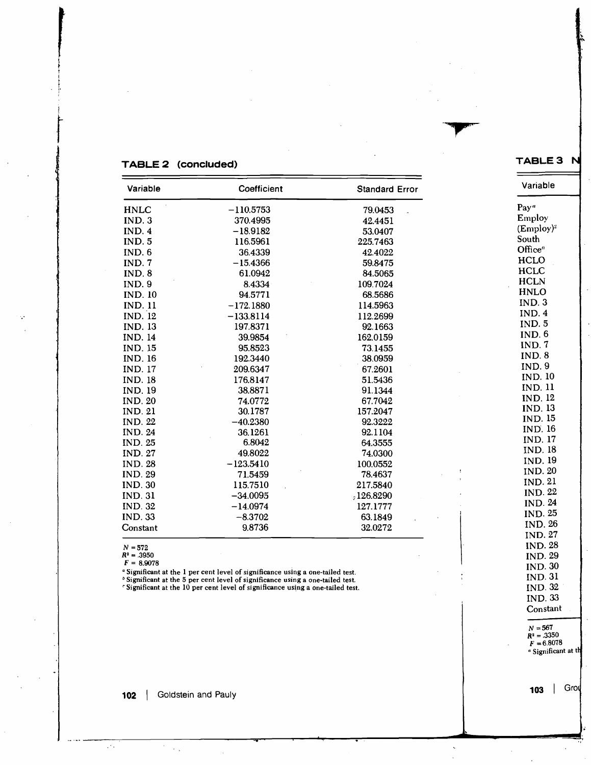**TABLE 2 (concluded)**

| Variable | Coefficient | Standard Error |
|---|---|---|
| HNLC | −110.5753 | 79.0453 |
| IND. 3 | 370.4995 | 42.4451 |
| IND. 4 | −18.9182 | 53.0407 |
| IND. 5 | 116.5961 | 225.7463 |
| IND. 6 | 36.4339 | 42.4022 |
| IND. 7 | −15.4366 | 59.8475 |
| IND. 8 | 61.0942 | 84.5065 |
| IND. 9 | 8.4334 | 109.7024 |
| IND. 10 | 94.5771 | 68.5686 |
| IND. 11 | −172.1880 | 114.5963 |
| IND. 12 | −133.8114 | 112.2699 |
| IND. 13 | 197.8371 | 92.1663 |
| IND. 14 | 39.9854 | 162.0159 |
| IND. 15 | 95.8523 | 73.1455 |
| IND. 16 | 192.3440 | 38.0959 |
| IND. 17 | 209.6347 | 67.2601 |
| IND. 18 | 176.8147 | 51.5436 |
| IND. 19 | 38.8871 | 91.1344 |
| IND. 20 | 74.0772 | 67.7042 |
| IND. 21 | 30.1787 | 157.2047 |
| IND. 22 | −40.2380 | 92.3222 |
| IND. 24 | 36.1261 | 92.1104 |
| IND. 25 | 6.8042 | 64.3555 |
| IND. 27 | 49.8022 | 74.0300 |
| IND. 28 | −123.5410 | 100.0552 |
| IND. 29 | 71.5459 | 78.4637 |
| IND. 30 | 115.7510 | 217.5840 |
| IND. 31 | −34.0095 | 126.8290 |
| IND. 32 | −14.0974 | 127.1777 |
| IND. 33 | −8.3702 | 63.1849 |
| Constant | 9.8736 | 32.0272 |

$N = 572$
$R^2 = .3950$
$F = 8.9078$

[a] Significant at the 1 per cent level of significance using a one-tailed test.
[b] Significant at the 5 per cent level of significance using a one-tailed test.
[c] Significant at the 10 per cent level of significance using a one-tailed test.

**TABLE 3 N**

| Variable |
|---|
| Pay[a] |
| Employ |
| (Employ)$^2$ |
| South |
| Office[a] |
| HCLO |
| HCLC |
| HCLN |
| HNLO |
| IND. 3 |
| IND. 4 |
| IND. 5 |
| IND. 6 |
| IND. 7 |
| IND. 8 |
| IND. 9 |
| IND. 10 |
| IND. 11 |
| IND. 12 |
| IND. 13 |
| IND. 15 |
| IND. 16 |
| IND. 17 |
| IND. 18 |
| IND. 19 |
| IND. 20 |
| IND. 21 |
| IND. 22 |
| IND. 24 |
| IND. 25 |
| IND. 26 |
| IND. 27 |
| IND. 28 |
| IND. 29 |
| IND. 30 |
| IND. 31 |
| IND. 32 |
| IND. 33 |
| Constant |

$N = 567$
$R^2 = .3350$
$F = 6.8078$

[a] Significant at th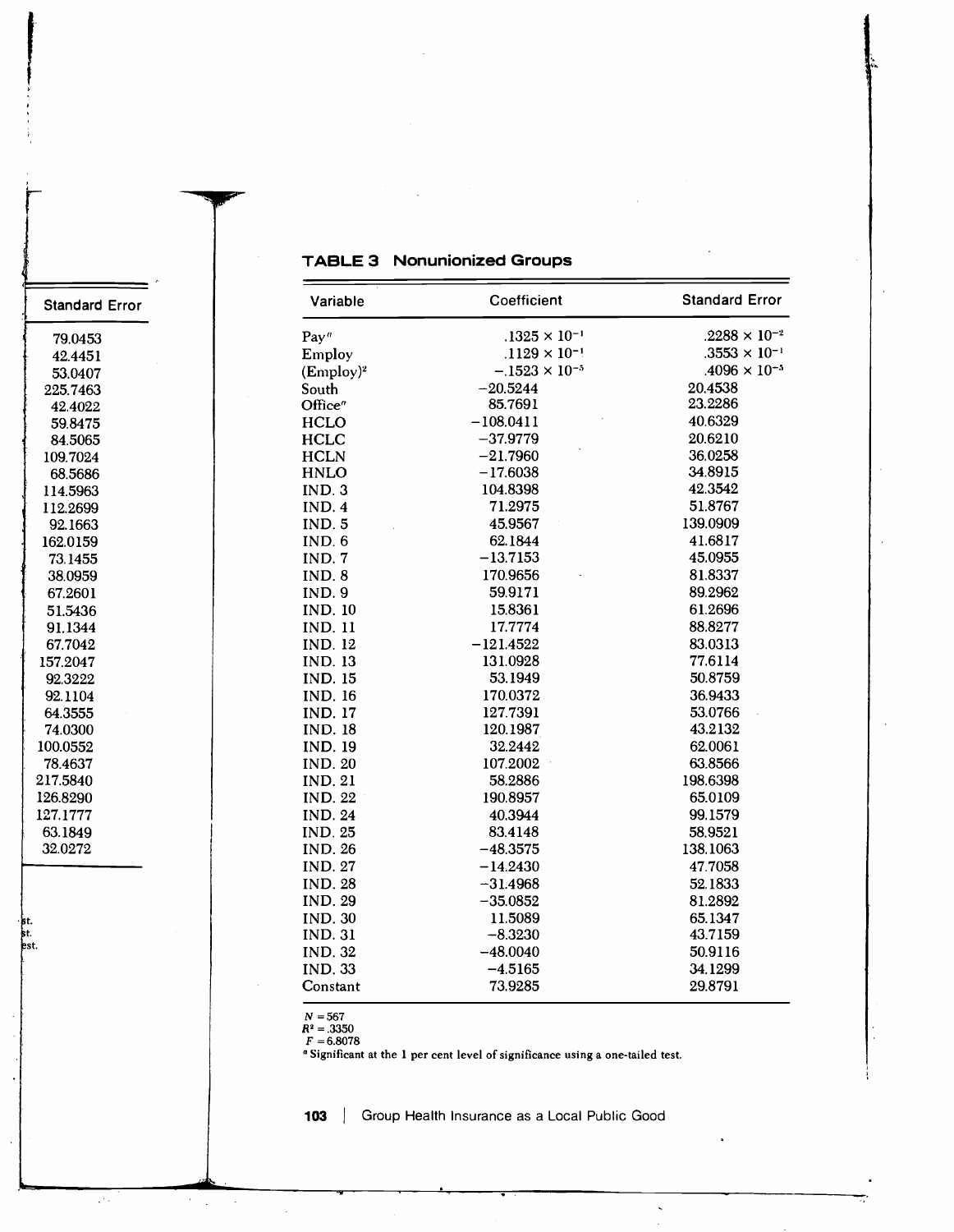## TABLE 3 Nonunionized Groups

| Variable | Coefficient | Standard Error |
|---|---|---|
| Pay[a] | $.1325 \times 10^{-1}$ | $.2288 \times 10^{-2}$ |
| Employ | $.1129 \times 10^{-1}$ | $.3553 \times 10^{-1}$ |
| $(\text{Employ})^2$ | $-.1523 \times 10^{-5}$ | $.4096 \times 10^{-5}$ |
| South | −20.5244 | 20.4538 |
| Office[a] | 85.7691 | 23.2286 |
| HCLO | −108.0411 | 40.6329 |
| HCLC | −37.9779 | 20.6210 |
| HCLN | −21.7960 | 36.0258 |
| HNLO | −17.6038 | 34.8915 |
| IND. 3 | 104.8398 | 42.3542 |
| IND. 4 | 71.2975 | 51.8767 |
| IND. 5 | 45.9567 | 139.0909 |
| IND. 6 | 62.1844 | 41.6817 |
| IND. 7 | −13.7153 | 45.0955 |
| IND. 8 | 170.9656 | 81.8337 |
| IND. 9 | 59.9171 | 89.2962 |
| IND. 10 | 15.8361 | 61.2696 |
| IND. 11 | 17.7774 | 88.8277 |
| IND. 12 | −121.4522 | 83.0313 |
| IND. 13 | 131.0928 | 77.6114 |
| IND. 15 | 53.1949 | 50.8759 |
| IND. 16 | 170.0372 | 36.9433 |
| IND. 17 | 127.7391 | 53.0766 |
| IND. 18 | 120.1987 | 43.2132 |
| IND. 19 | 32.2442 | 62.0061 |
| IND. 20 | 107.2002 | 63.8566 |
| IND. 21 | 58.2886 | 198.6398 |
| IND. 22 | 190.8957 | 65.0109 |
| IND. 24 | 40.3944 | 99.1579 |
| IND. 25 | 83.4148 | 58.9521 |
| IND. 26 | −48.3575 | 138.1063 |
| IND. 27 | −14.2430 | 47.7058 |
| IND. 28 | −31.4968 | 52.1833 |
| IND. 29 | −35.0852 | 81.2892 |
| IND. 30 | 11.5089 | 65.1347 |
| IND. 31 | −8.3230 | 43.7159 |
| IND. 32 | −48.0040 | 50.9116 |
| IND. 33 | −4.5165 | 34.1299 |
| Constant | 73.9285 | 29.8791 |

$N = 567$
$R^2 = .3350$
$F = 6.8078$
[a] Significant at the 1 per cent level of significance using a one-tailed test.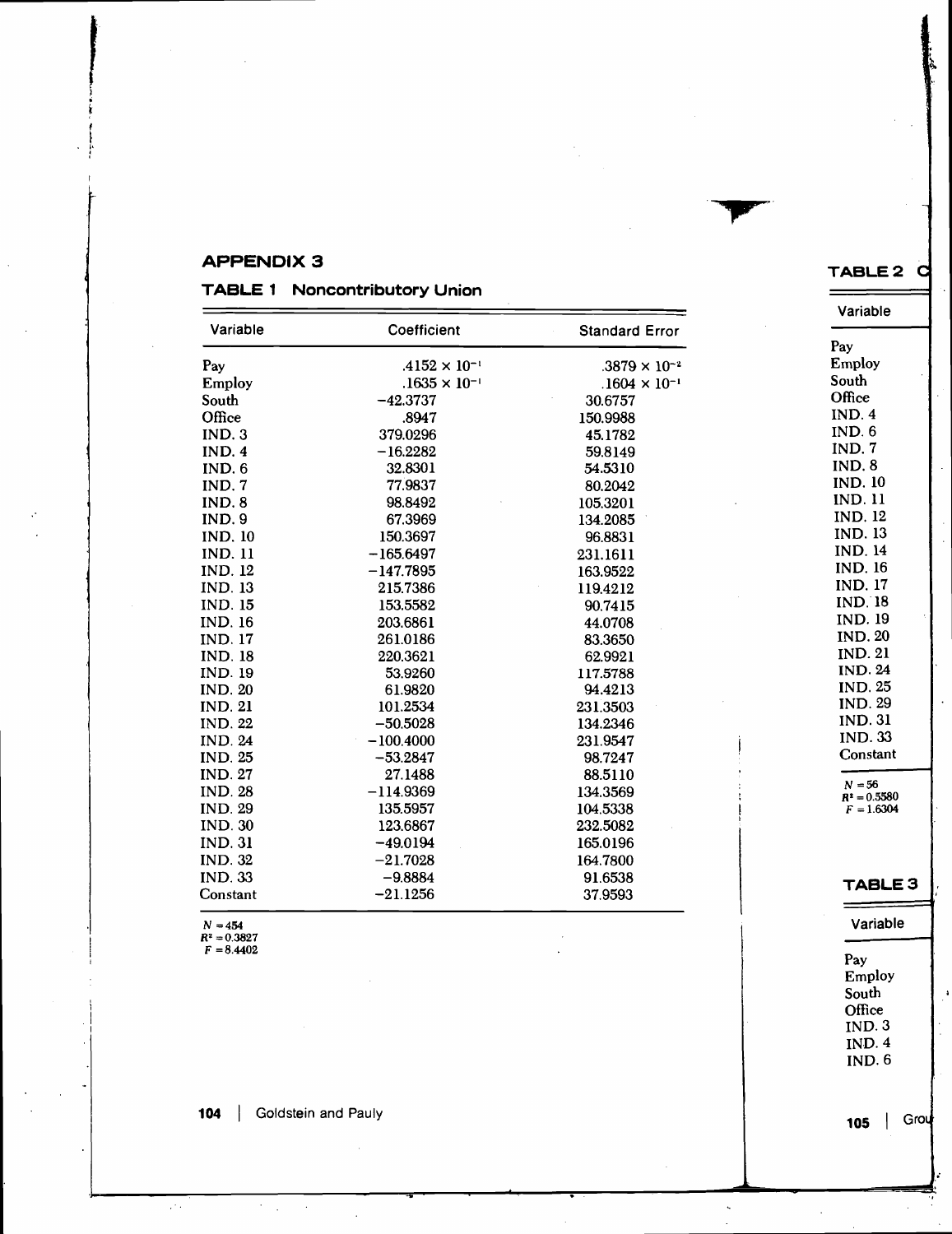## APPENDIX 3

### TABLE 1 Noncontributory Union

| Variable | Coefficient | Standard Error |
|---|---|---|
| Pay | $.4152 \times 10^{-1}$ | $.3879 \times 10^{-2}$ |
| Employ | $.1635 \times 10^{-1}$ | $.1604 \times 10^{-1}$ |
| South | −42.3737 | 30.6757 |
| Office | .8947 | 150.9988 |
| IND. 3 | 379.0296 | 45.1782 |
| IND. 4 | −16.2282 | 59.8149 |
| IND. 6 | 32.8301 | 54.5310 |
| IND. 7 | 77.9837 | 80.2042 |
| IND. 8 | 98.8492 | 105.3201 |
| IND. 9 | 67.3969 | 134.2085 |
| IND. 10 | 150.3697 | 96.8831 |
| IND. 11 | −165.6497 | 231.1611 |
| IND. 12 | −147.7895 | 163.9522 |
| IND. 13 | 215.7386 | 119.4212 |
| IND. 15 | 153.5582 | 90.7415 |
| IND. 16 | 203.6861 | 44.0708 |
| IND. 17 | 261.0186 | 83.3650 |
| IND. 18 | 220.3621 | 62.9921 |
| IND. 19 | 53.9260 | 117.5788 |
| IND. 20 | 61.9820 | 94.4213 |
| IND. 21 | 101.2534 | 231.3503 |
| IND. 22 | −50.5028 | 134.2346 |
| IND. 24 | −100.4000 | 231.9547 |
| IND. 25 | −53.2847 | 98.7247 |
| IND. 27 | 27.1488 | 88.5110 |
| IND. 28 | −114.9369 | 134.3569 |
| IND. 29 | 135.5957 | 104.5338 |
| IND. 30 | 123.6867 | 232.5082 |
| IND. 31 | −49.0194 | 165.0196 |
| IND. 32 | −21.7028 | 164.7800 |
| IND. 33 | −9.8884 | 91.6538 |
| Constant | −21.1256 | 37.9593 |

$N = 454$
$R^2 = 0.3827$
$F = 8.4402$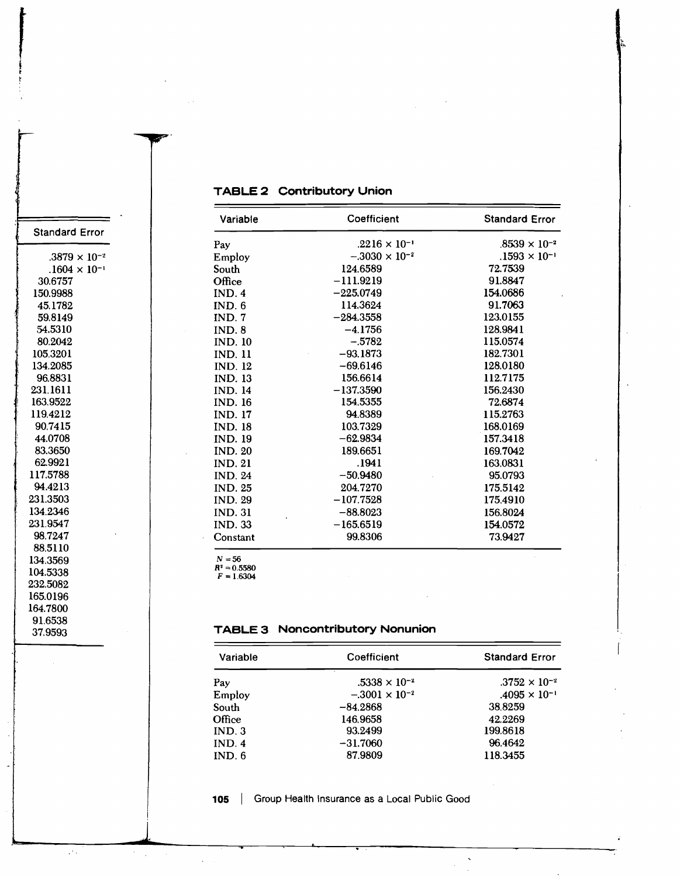| Standard Error |
|---|
| $.3879 \times 10^{-2}$ |
| $.1604 \times 10^{-1}$ |
| 30.6757 |
| 150.9988 |
| 45.1782 |
| 59.8149 |
| 54.5310 |
| 80.2042 |
| 105.3201 |
| 134.2085 |
| 96.8831 |
| 231.1611 |
| 163.9522 |
| 119.4212 |
| 90.7415 |
| 44.0708 |
| 83.3650 |
| 62.9921 |
| 117.5788 |
| 94.4213 |
| 231.3503 |
| 134.2346 |
| 231.9547 |
| 98.7247 |
| 88.5110 |
| 134.3569 |
| 104.5338 |
| 232.5082 |
| 165.0196 |
| 164.7800 |
| 91.6538 |
| 37.9593 |

**TABLE 2 Contributory Union**

| Variable | Coefficient | Standard Error |
|---|---|---|
| Pay | $.2216 \times 10^{-1}$ | $.8539 \times 10^{-2}$ |
| Employ | $-.3030 \times 10^{-2}$ | $.1593 \times 10^{-1}$ |
| South | 124.6589 | 72.7539 |
| Office | −111.9219 | 91.8847 |
| IND. 4 | −225.0749 | 154.0686 |
| IND. 6 | 114.3624 | 91.7063 |
| IND. 7 | −284.3558 | 123.0155 |
| IND. 8 | −4.1756 | 128.9841 |
| IND. 10 | −.5782 | 115.0574 |
| IND. 11 | −93.1873 | 182.7301 |
| IND. 12 | −69.6146 | 128.0180 |
| IND. 13 | 156.6614 | 112.7175 |
| IND. 14 | −137.3590 | 156.2430 |
| IND. 16 | 154.5355 | 72.6874 |
| IND. 17 | 94.8389 | 115.2763 |
| IND. 18 | 103.7329 | 168.0169 |
| IND. 19 | −62.9834 | 157.3418 |
| IND. 20 | 189.6651 | 169.7042 |
| IND. 21 | .1941 | 163.0831 |
| IND. 24 | −50.9480 | 95.0793 |
| IND. 25 | 204.7270 | 175.5142 |
| IND. 29 | −107.7528 | 175.4910 |
| IND. 31 | −88.8023 | 156.8024 |
| IND. 33 | −165.6519 | 154.0572 |
| Constant | 99.8306 | 73.9427 |

$N = 56$
$R^2 = 0.5580$
$F = 1.6304$

**TABLE 3 Noncontributory Nonunion**

| Variable | Coefficient | Standard Error |
|---|---|---|
| Pay | $.5338 \times 10^{-2}$ | $.3752 \times 10^{-2}$ |
| Employ | $-.3001 \times 10^{-2}$ | $.4095 \times 10^{-1}$ |
| South | −84.2868 | 38.8259 |
| Office | 146.9658 | 42.2269 |
| IND. 3 | 93.2499 | 199.8618 |
| IND. 4 | −31.7060 | 96.4642 |
| IND. 6 | 87.9809 | 118.3455 |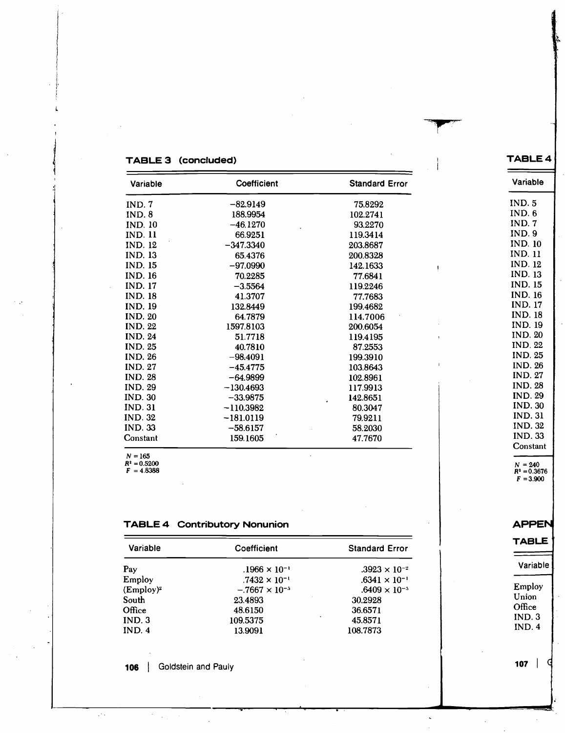## TABLE 3 (concluded)

| Variable | Coefficient | Standard Error |
|---|---|---|
| IND. 7 | −82.9149 | 75.8292 |
| IND. 8 | 188.9954 | 102.2741 |
| IND. 10 | −46.1270 | 93.2270 |
| IND. 11 | 66.9251 | 119.3414 |
| IND. 12 | −347.3340 | 203.8687 |
| IND. 13 | 65.4376 | 200.8328 |
| IND. 15 | −97.0990 | 142.1633 |
| IND. 16 | 70.2285 | 77.6841 |
| IND. 17 | −3.5564 | 119.2246 |
| IND. 18 | 41.3707 | 77.7683 |
| IND. 19 | 132.8449 | 199.4682 |
| IND. 20 | 64.7879 | 114.7006 |
| IND. 22 | 1597.8103 | 200.6054 |
| IND. 24 | 51.7718 | 119.4195 |
| IND. 25 | 40.7810 | 87.2553 |
| IND. 26 | −98.4091 | 199.3910 |
| IND. 27 | −45.4775 | 103.8643 |
| IND. 28 | −64.9899 | 102.8961 |
| IND. 29 | −130.4693 | 117.9913 |
| IND. 30 | −33.9875 | 142.8651 |
| IND. 31 | −110.3982 | 80.3047 |
| IND. 32 | −181.0119 | 79.9211 |
| IND. 33 | −58.6157 | 58.2030 |
| Constant | 159.1605 | 47.7670 |

$N = 165$
$R^2 = 0.5200$
$F = 4.8388$

## TABLE 4 Contributory Nonunion

| Variable | Coefficient | Standard Error |
|---|---|---|
| Pay | $.1966 \times 10^{-1}$ | $.3923 \times 10^{-2}$ |
| Employ | $.7432 \times 10^{-1}$ | $.6341 \times 10^{-1}$ |
| $(\text{Employ})^2$ | $-.7667 \times 10^{-5}$ | $.6409 \times 10^{-5}$ |
| South | 23.4893 | 30.2928 |
| Office | 48.6150 | 36.6571 |
| IND. 3 | 109.5375 | 45.8571 |
| IND. 4 | 13.9091 | 108.7873 |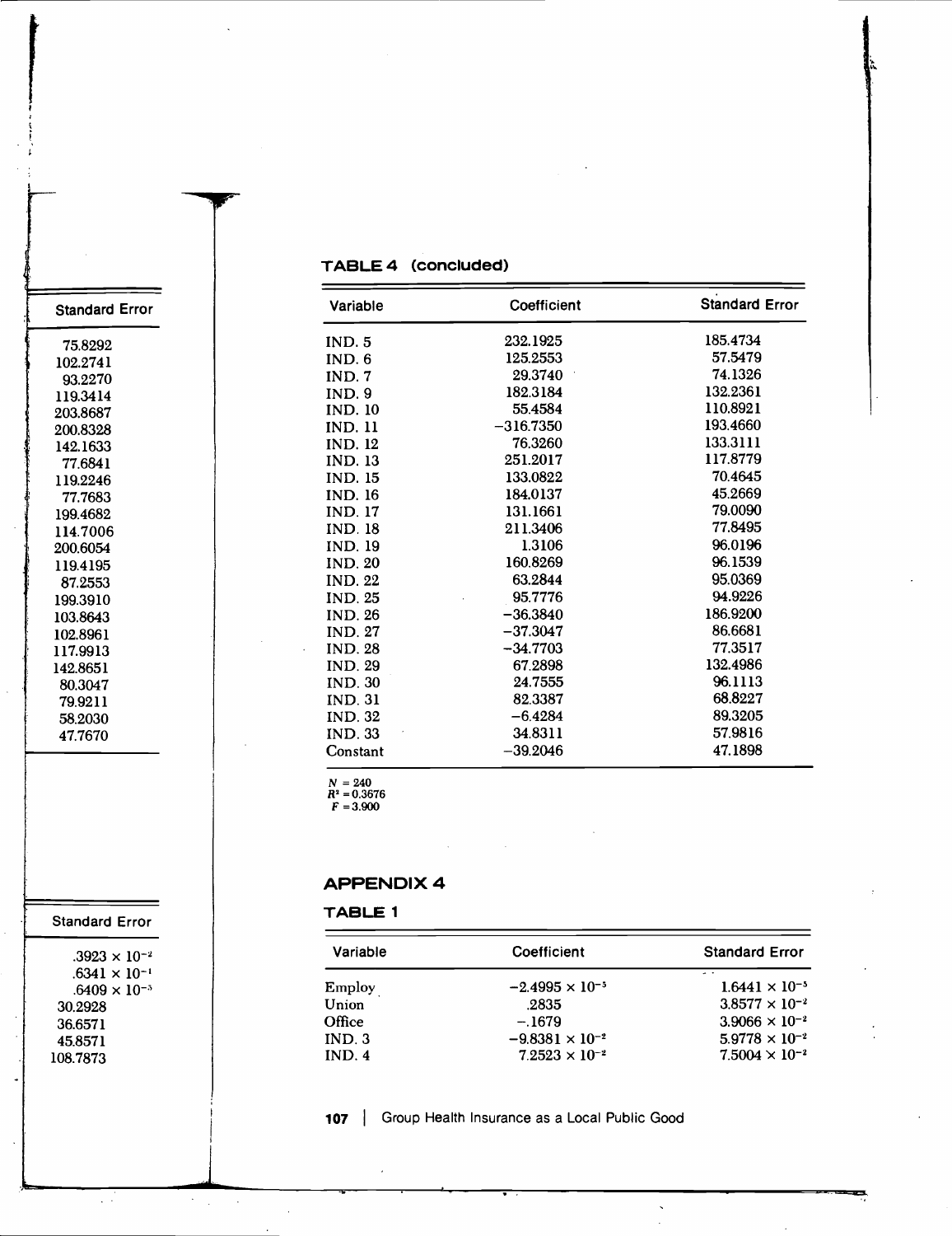**TABLE 4 (concluded)**

| Variable | Coefficient | Standard Error |
|---|---|---|
| IND. 5 | 232.1925 | 185.4734 |
| IND. 6 | 125.2553 | 57.5479 |
| IND. 7 | 29.3740 | 74.1326 |
| IND. 9 | 182.3184 | 132.2361 |
| IND. 10 | 55.4584 | 110.8921 |
| IND. 11 | −316.7350 | 193.4660 |
| IND. 12 | 76.3260 | 133.3111 |
| IND. 13 | 251.2017 | 117.8779 |
| IND. 15 | 133.0822 | 70.4645 |
| IND. 16 | 184.0137 | 45.2669 |
| IND. 17 | 131.1661 | 79.0090 |
| IND. 18 | 211.3406 | 77.8495 |
| IND. 19 | 1.3106 | 96.0196 |
| IND. 20 | 160.8269 | 96.1539 |
| IND. 22 | 63.2844 | 95.0369 |
| IND. 25 | 95.7776 | 94.9226 |
| IND. 26 | −36.3840 | 186.9200 |
| IND. 27 | −37.3047 | 86.6681 |
| IND. 28 | −34.7703 | 77.3517 |
| IND. 29 | 67.2898 | 132.4986 |
| IND. 30 | 24.7555 | 96.1113 |
| IND. 31 | 82.3387 | 68.8227 |
| IND. 32 | −6.4284 | 89.3205 |
| IND. 33 | 34.8311 | 57.9816 |
| Constant | −39.2046 | 47.1898 |

$N = 240$
$R^2 = 0.3676$
$F = 3.900$

## APPENDIX 4

**TABLE 1**

| Variable | Coefficient | Standard Error |
|---|---|---|
| Employ | $-2.4995 \times 10^{-5}$ | $1.6441 \times 10^{-5}$ |
| Union | .2835 | $3.8577 \times 10^{-2}$ |
| Office | −.1679 | $3.9066 \times 10^{-2}$ |
| IND. 3 | $-9.8381 \times 10^{-2}$ | $5.9778 \times 10^{-2}$ |
| IND. 4 | $7.2523 \times 10^{-2}$ | $7.5004 \times 10^{-2}$ |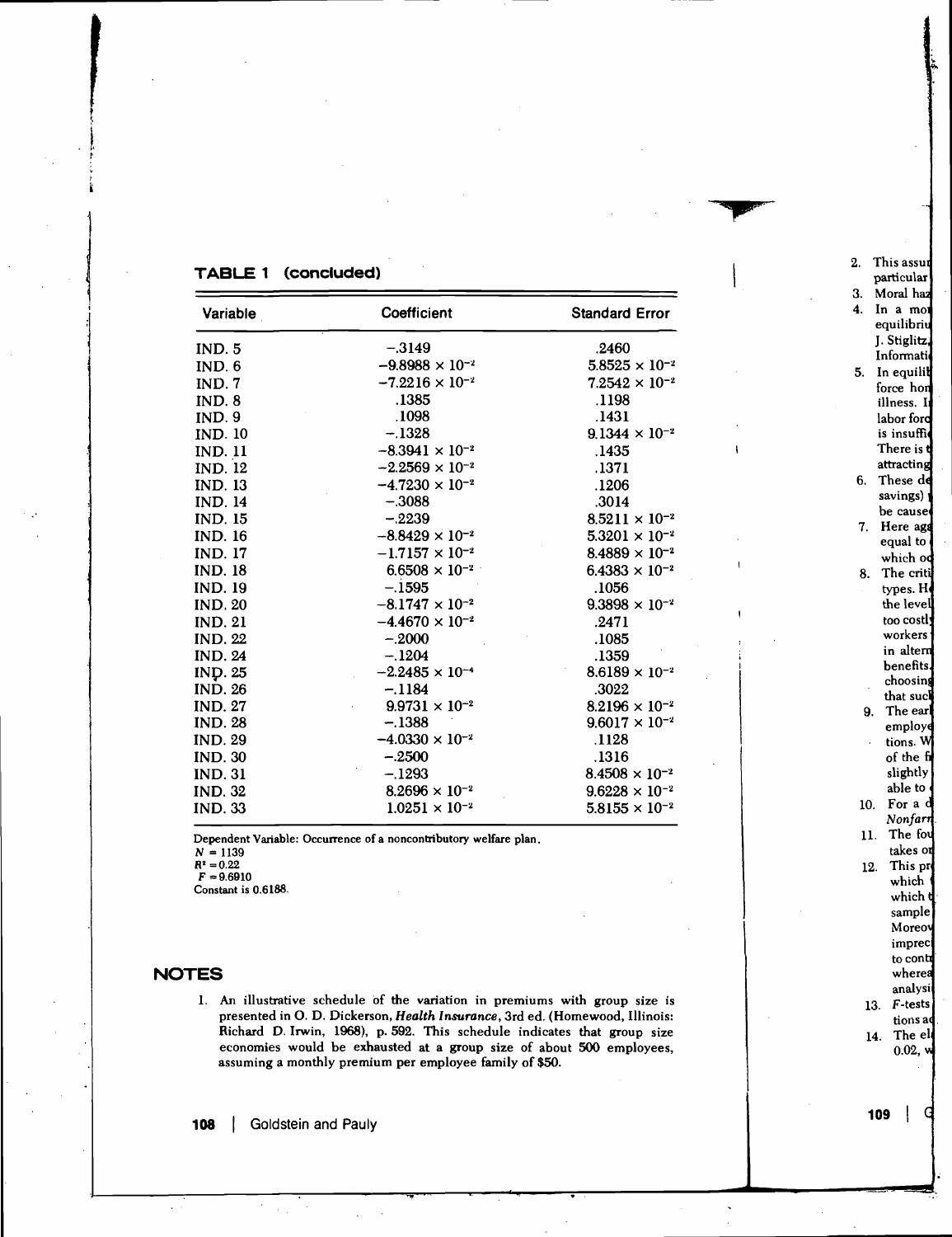**TABLE 1 (concluded)**

| Variable | Coefficient | Standard Error |
|---|---|---|
| IND. 5 | −.3149 | .2460 |
| IND. 6 | $-9.8988 \times 10^{-2}$ | $5.8525 \times 10^{-2}$ |
| IND. 7 | $-7.2216 \times 10^{-2}$ | $7.2542 \times 10^{-2}$ |
| IND. 8 | .1385 | .1198 |
| IND. 9 | .1098 | .1431 |
| IND. 10 | −.1328 | $9.1344 \times 10^{-2}$ |
| IND. 11 | $-8.3941 \times 10^{-2}$ | .1435 |
| IND. 12 | $-2.2569 \times 10^{-2}$ | .1371 |
| IND. 13 | $-4.7230 \times 10^{-2}$ | .1206 |
| IND. 14 | −.3088 | .3014 |
| IND. 15 | −.2239 | $8.5211 \times 10^{-2}$ |
| IND. 16 | $-8.8429 \times 10^{-2}$ | $5.3201 \times 10^{-2}$ |
| IND. 17 | $-1.7157 \times 10^{-2}$ | $8.4889 \times 10^{-2}$ |
| IND. 18 | $6.6508 \times 10^{-2}$ | $6.4383 \times 10^{-2}$ |
| IND. 19 | −.1595 | .1056 |
| IND. 20 | $-8.1747 \times 10^{-2}$ | $9.3898 \times 10^{-2}$ |
| IND. 21 | $-4.4670 \times 10^{-2}$ | .2471 |
| IND. 22 | −.2000 | .1085 |
| IND. 24 | −.1204 | .1359 |
| IND. 25 | $-2.2485 \times 10^{-4}$ | $8.6189 \times 10^{-2}$ |
| IND. 26 | −.1184 | .3022 |
| IND. 27 | $9.9731 \times 10^{-2}$ | $8.2196 \times 10^{-2}$ |
| IND. 28 | −.1388 | $9.6017 \times 10^{-2}$ |
| IND. 29 | $-4.0330 \times 10^{-2}$ | .1128 |
| IND. 30 | −.2500 | .1316 |
| IND. 31 | −.1293 | $8.4508 \times 10^{-2}$ |
| IND. 32 | $8.2696 \times 10^{-2}$ | $9.6228 \times 10^{-2}$ |
| IND. 33 | $1.0251 \times 10^{-2}$ | $5.8155 \times 10^{-2}$ |

Dependent Variable: Occurrence of a noncontributory welfare plan.
$N = 1139$
$R^2 = 0.22$
$F = 9.6910$
Constant is 0.6188.

## NOTES

1. An illustrative schedule of the variation in premiums with group size is presented in O. D. Dickerson, *Health Insurance*, 3rd ed. (Homewood, Illinois: Richard D. Irwin, 1968), p. 592. This schedule indicates that group size economies would be exhausted at a group size of about 500 employees, assuming a monthly premium per employee family of $50.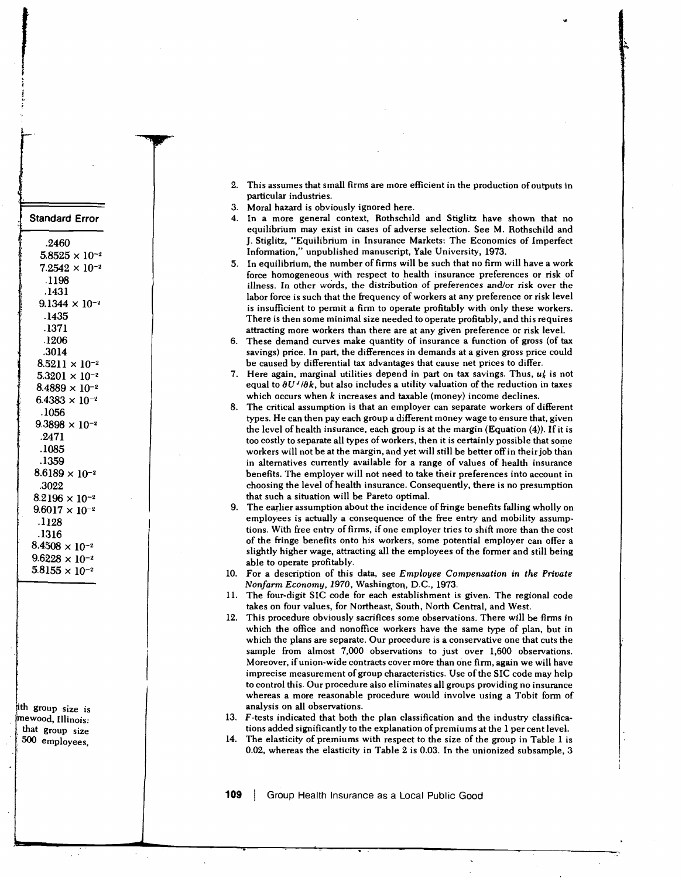| Standard Error |
|---|
| .2460 |
| $5.8525 \times 10^{-2}$ |
| $7.2542 \times 10^{-2}$ |
| .1198 |
| .1431 |
| $9.1344 \times 10^{-2}$ |
| .1435 |
| .1371 |
| .1206 |
| .3014 |
| $8.5211 \times 10^{-2}$ |
| $5.3201 \times 10^{-2}$ |
| $8.4889 \times 10^{-2}$ |
| $6.4383 \times 10^{-2}$ |
| .1056 |
| $9.3898 \times 10^{-2}$ |
| .2471 |
| .1085 |
| .1359 |
| $8.6189 \times 10^{-2}$ |
| .3022 |
| $8.2196 \times 10^{-2}$ |
| $9.6017 \times 10^{-2}$ |
| .1128 |
| .1316 |
| $8.4508 \times 10^{-2}$ |
| $9.6228 \times 10^{-2}$ |
| $5.8155 \times 10^{-2}$ |

ith group size is mewood, Illinois: that group size 500 employees,

2. This assumes that small firms are more efficient in the production of outputs in particular industries.
3. Moral hazard is obviously ignored here.
4. In a more general context, Rothschild and Stiglitz have shown that no equilibrium may exist in cases of adverse selection. See M. Rothschild and J. Stiglitz, "Equilibrium in Insurance Markets: The Economics of Imperfect Information," unpublished manuscript, Yale University, 1973.
5. In equilibrium, the number of firms will be such that no firm will have a work force homogeneous with respect to health insurance preferences or risk of illness. In other words, the distribution of preferences and/or risk over the labor force is such that the frequency of workers at any preference or risk level is insufficient to permit a firm to operate profitably with only these workers. There is then some minimal size needed to operate profitably, and this requires attracting more workers than there are at any given preference or risk level.
6. These demand curves make quantity of insurance a function of gross (of tax savings) price. In part, the differences in demands at a given gross price could be caused by differential tax advantages that cause net prices to differ.
7. Here again, marginal utilities depend in part on tax savings. Thus, $u_k^j$ is not equal to $\partial U^j/\partial k$, but also includes a utility valuation of the reduction in taxes which occurs when $k$ increases and taxable (money) income declines.
8. The critical assumption is that an employer can separate workers of different types. He can then pay each group a different money wage to ensure that, given the level of health insurance, each group is at the margin (Equation (4)). If it is too costly to separate all types of workers, then it is certainly possible that some workers will not be at the margin, and yet will still be better off in their job than in alternatives currently available for a range of values of health insurance benefits. The employer will not need to take their preferences into account in choosing the level of health insurance. Consequently, there is no presumption that such a situation will be Pareto optimal.
9. The earlier assumption about the incidence of fringe benefits falling wholly on employees is actually a consequence of the free entry and mobility assumptions. With free entry of firms, if one employer tries to shift more than the cost of the fringe benefits onto his workers, some potential employer can offer a slightly higher wage, attracting all the employees of the former and still being able to operate profitably.
10. For a description of this data, see *Employee Compensation in the Private Nonfarm Economy, 1970*, Washington, D.C., 1973.
11. The four-digit SIC code for each establishment is given. The regional code takes on four values, for Northeast, South, North Central, and West.
12. This procedure obviously sacrifices some observations. There will be firms in which the office and nonoffice workers have the same type of plan, but in which the plans are separate. Our procedure is a conservative one that cuts the sample from almost 7,000 observations to just over 1,600 observations. Moreover, if union-wide contracts cover more than one firm, again we will have imprecise measurement of group characteristics. Use of the SIC code may help to control this. Our procedure also eliminates all groups providing no insurance whereas a more reasonable procedure would involve using a Tobit form of analysis on all observations.
13. $F$-tests indicated that both the plan classification and the industry classifications added significantly to the explanation of premiums at the 1 per cent level.
14. The elasticity of premiums with respect to the size of the group in Table 1 is 0.02, whereas the elasticity in Table 2 is 0.03. In the unionized subsample, 3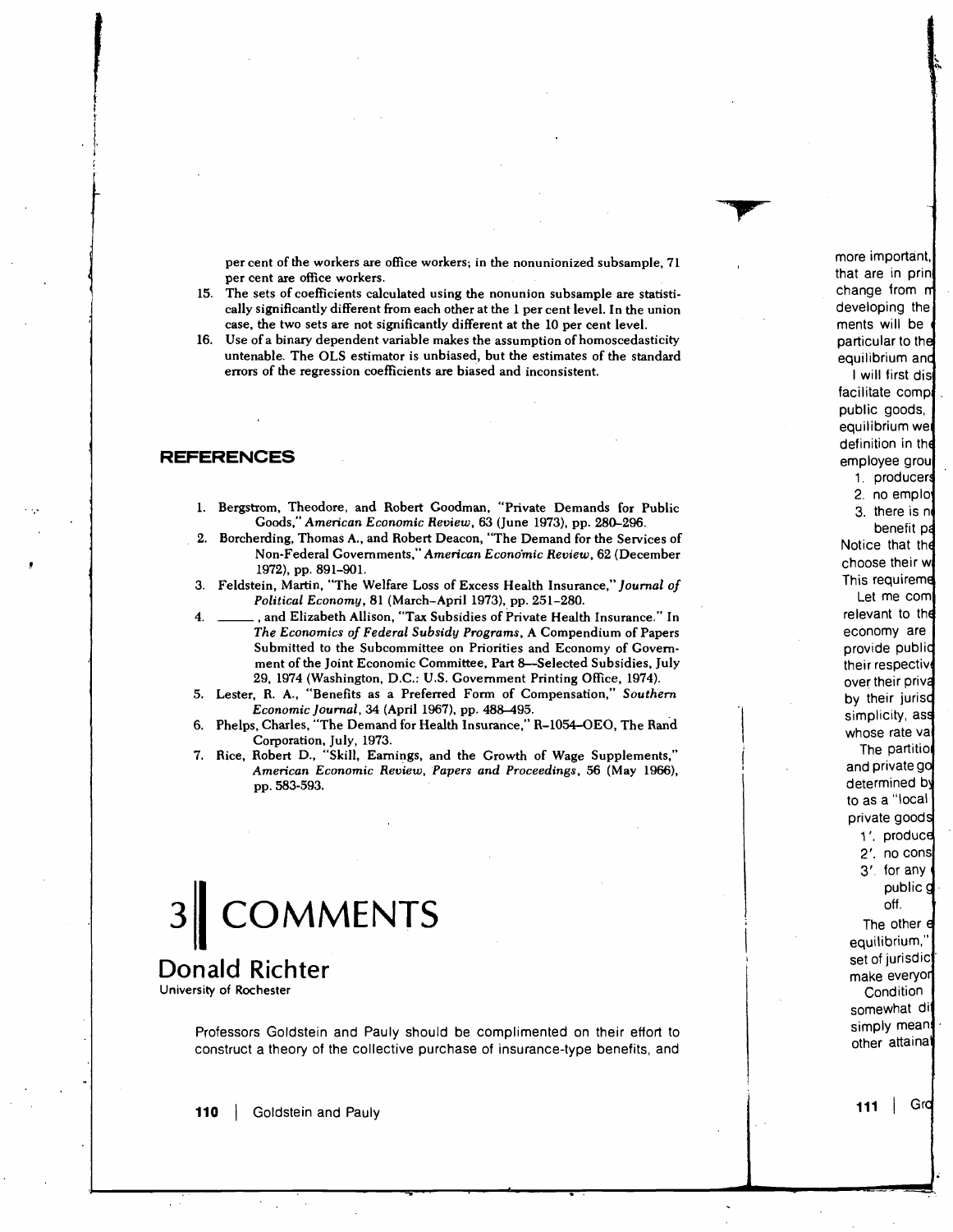per cent of the workers are office workers; in the nonunionized subsample, 71 per cent are office workers.

15. The sets of coefficients calculated using the nonunion subsample are statistically significantly different from each other at the 1 per cent level. In the union case, the two sets are not significantly different at the 10 per cent level.
16. Use of a binary dependent variable makes the assumption of homoscedasticity untenable. The OLS estimator is unbiased, but the estimates of the standard errors of the regression coefficients are biased and inconsistent.

## REFERENCES

1. Bergstrom, Theodore, and Robert Goodman, "Private Demands for Public Goods," *American Economic Review*, 63 (June 1973), pp. 280–296.
2. Borcherding, Thomas A., and Robert Deacon, "The Demand for the Services of Non-Federal Governments," *American Economic Review*, 62 (December 1972), pp. 891–901.
3. Feldstein, Martin, "The Welfare Loss of Excess Health Insurance," *Journal of Political Economy*, 81 (March–April 1973), pp. 251–280.
4. ——, and Elizabeth Allison, "Tax Subsidies of Private Health Insurance." In *The Economics of Federal Subsidy Programs*, A Compendium of Papers Submitted to the Subcommittee on Priorities and Economy of Government of the Joint Economic Committee, Part 8—Selected Subsidies, July 29, 1974 (Washington, D.C.: U.S. Government Printing Office, 1974).
5. Lester, R. A., "Benefits as a Preferred Form of Compensation," *Southern Economic Journal*, 34 (April 1967), pp. 488–495.
6. Phelps, Charles, "The Demand for Health Insurance," R-1054–OEO, The Rand Corporation, July, 1973.
7. Rice, Robert D., "Skill, Earnings, and the Growth of Wage Supplements," *American Economic Review, Papers and Proceedings*, 56 (May 1966), pp. 583-593.

# 3 COMMENTS

## Donald Richter

University of Rochester

Professors Goldstein and Pauly should be complimented on their effort to construct a theory of the collective purchase of insurance-type benefits, and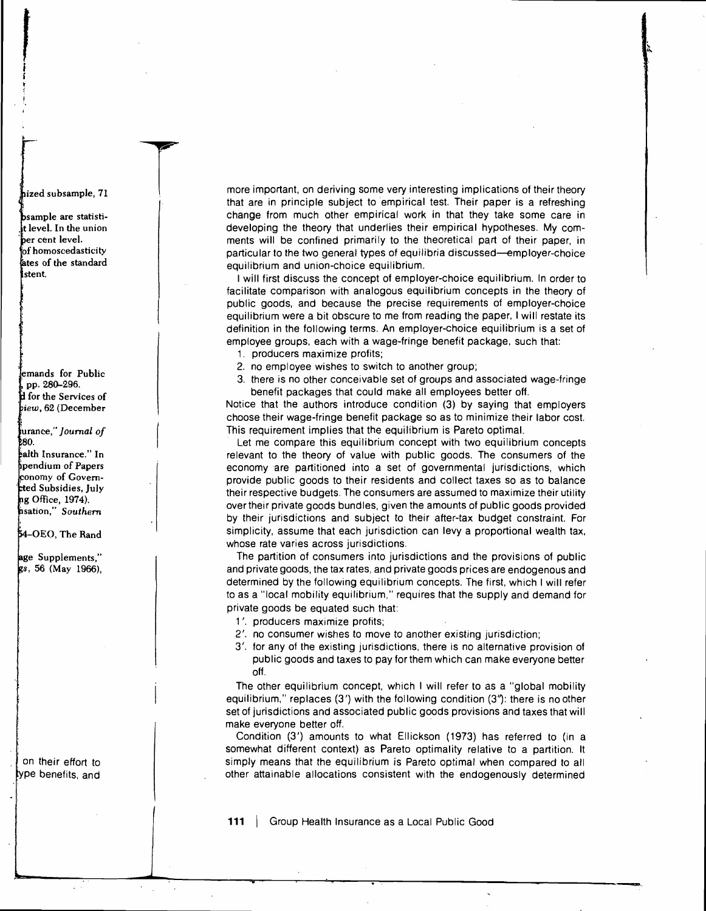more important, on deriving some very interesting implications of their theory that are in principle subject to empirical test. Their paper is a refreshing change from much other empirical work in that they take some care in developing the theory that underlies their empirical hypotheses. My comments will be confined primarily to the theoretical part of their paper, in particular to the two general types of equilibria discussed—employer-choice equilibrium and union-choice equilibrium.

I will first discuss the concept of employer-choice equilibrium. In order to facilitate comparison with analogous equilibrium concepts in the theory of public goods, and because the precise requirements of employer-choice equilibrium were a bit obscure to me from reading the paper, I will restate its definition in the following terms. An employer-choice equilibrium is a set of employee groups, each with a wage-fringe benefit package, such that:

1. producers maximize profits;
2. no employee wishes to switch to another group;
3. there is no other conceivable set of groups and associated wage-fringe benefit packages that could make all employees better off.

Notice that the authors introduce condition (3) by saying that employers choose their wage-fringe benefit package so as to minimize their labor cost. This requirement implies that the equilibrium is Pareto optimal.

Let me compare this equilibrium concept with two equilibrium concepts relevant to the theory of value with public goods. The consumers of the economy are partitioned into a set of governmental jurisdictions, which provide public goods to their residents and collect taxes so as to balance their respective budgets. The consumers are assumed to maximize their utility over their private goods bundles, given the amounts of public goods provided by their jurisdictions and subject to their after-tax budget constraint. For simplicity, assume that each jurisdiction can levy a proportional wealth tax, whose rate varies across jurisdictions.

The partition of consumers into jurisdictions and the provisions of public and private goods, the tax rates, and private goods prices are endogenous and determined by the following equilibrium concepts. The first, which I will refer to as a "local mobility equilibrium," requires that the supply and demand for private goods be equated such that:

1′. producers maximize profits;

2′. no consumer wishes to move to another existing jurisdiction;

3′. for any of the existing jurisdictions, there is no alternative provision of public goods and taxes to pay for them which can make everyone better off.

The other equilibrium concept, which I will refer to as a "global mobility equilibrium," replaces (3′) with the following condition (3″): there is no other set of jurisdictions and associated public goods provisions and taxes that will make everyone better off.

Condition (3′) amounts to what Ellickson (1973) has referred to (in a somewhat different context) as Pareto optimality relative to a partition. It simply means that the equilibrium is Pareto optimal when compared to all other attainable allocations consistent with the endogenously determined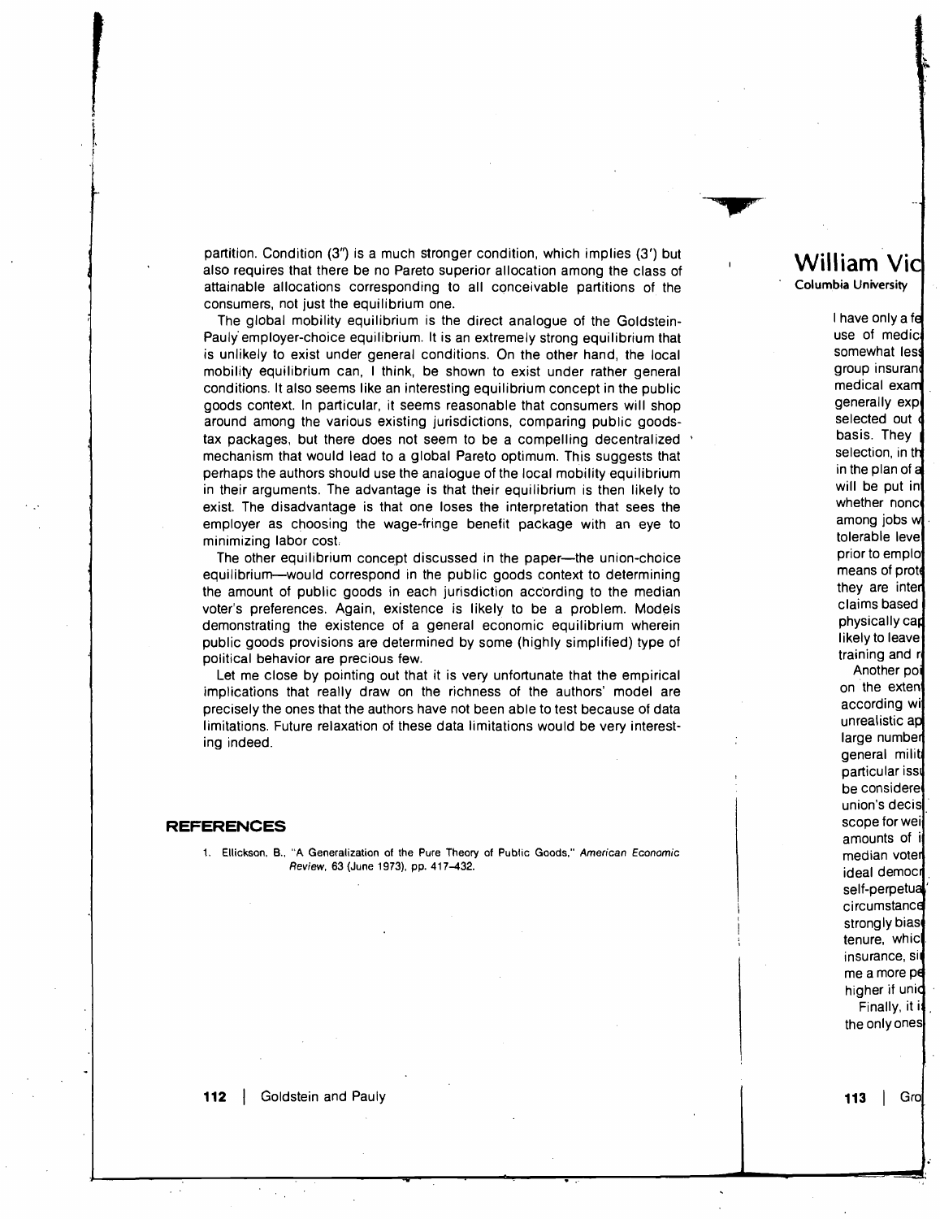partition. Condition (3″) is a much stronger condition, which implies (3′) but also requires that there be no Pareto superior allocation among the class of attainable allocations corresponding to all conceivable partitions of the consumers, not just the equilibrium one.

The global mobility equilibrium is the direct analogue of the Goldstein-Pauly employer-choice equilibrium. It is an extremely strong equilibrium that is unlikely to exist under general conditions. On the other hand, the local mobility equilibrium can, I think, be shown to exist under rather general conditions. It also seems like an interesting equilibrium concept in the public goods context. In particular, it seems reasonable that consumers will shop around among the various existing jurisdictions, comparing public goods-tax packages, but there does not seem to be a compelling decentralized mechanism that would lead to a global Pareto optimum. This suggests that perhaps the authors should use the analogue of the local mobility equilibrium in their arguments. The advantage is that their equilibrium is then likely to exist. The disadvantage is that one loses the interpretation that sees the employer as choosing the wage-fringe benefit package with an eye to minimizing labor cost.

The other equilibrium concept discussed in the paper—the union-choice equilibrium—would correspond in the public goods context to determining the amount of public goods in each jurisdiction according to the median voter's preferences. Again, existence is likely to be a problem. Models demonstrating the existence of a general economic equilibrium wherein public goods provisions are determined by some (highly simplified) type of political behavior are precious few.

Let me close by pointing out that it is very unfortunate that the empirical implications that really draw on the richness of the authors' model are precisely the ones that the authors have not been able to test because of data limitations. Future relaxation of these data limitations would be very interesting indeed.

## REFERENCES

1. Ellickson, B., "A Generalization of the Pure Theory of Public Goods," *American Economic Review*, 63 (June 1973), pp. 417–432.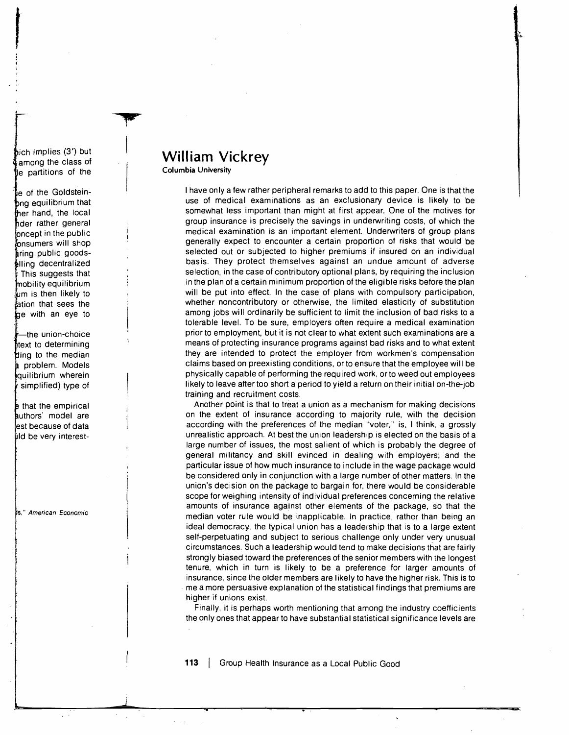## William Vickrey

**Columbia University**

I have only a few rather peripheral remarks to add to this paper. One is that the use of medical examinations as an exclusionary device is likely to be somewhat less important than might at first appear. One of the motives for group insurance is precisely the savings in underwriting costs, of which the medical examination is an important element. Underwriters of group plans generally expect to encounter a certain proportion of risks that would be selected out or subjected to higher premiums if insured on an individual basis. They protect themselves against an undue amount of adverse selection, in the case of contributory optional plans, by requiring the inclusion in the plan of a certain minimum proportion of the eligible risks before the plan will be put into effect. In the case of plans with compulsory participation, whether noncontributory or otherwise, the limited elasticity of substitution among jobs will ordinarily be sufficient to limit the inclusion of bad risks to a tolerable level. To be sure, employers often require a medical examination prior to employment, but it is not clear to what extent such examinations are a means of protecting insurance programs against bad risks and to what extent they are intended to protect the employer from workmen's compensation claims based on preexisting conditions, or to ensure that the employee will be physically capable of performing the required work, or to weed out employees likely to leave after too short a period to yield a return on their initial on-the-job training and recruitment costs.

Another point is that to treat a union as a mechanism for making decisions on the extent of insurance according to majority rule, with the decision according with the preferences of the median "voter," is, I think, a grossly unrealistic approach. At best the union leadership is elected on the basis of a large number of issues, the most salient of which is probably the degree of general militancy and skill evinced in dealing with employers; and the particular issue of how much insurance to include in the wage package would be considered only in conjunction with a large number of other matters. In the union's decision on the package to bargain for, there would be considerable scope for weighing intensity of individual preferences concerning the relative amounts of insurance against other elements of the package, so that the median voter rule would be inapplicable. In practice, rather than being an ideal democracy, the typical union has a leadership that is to a large extent self-perpetuating and subject to serious challenge only under very unusual circumstances. Such a leadership would tend to make decisions that are fairly strongly biased toward the preferences of the senior members with the longest tenure, which in turn is likely to be a preference for larger amounts of insurance, since the older members are likely to have the higher risk. This is to me a more persuasive explanation of the statistical findings that premiums are higher if unions exist.

Finally, it is perhaps worth mentioning that among the industry coefficients the only ones that appear to have substantial statistical significance levels are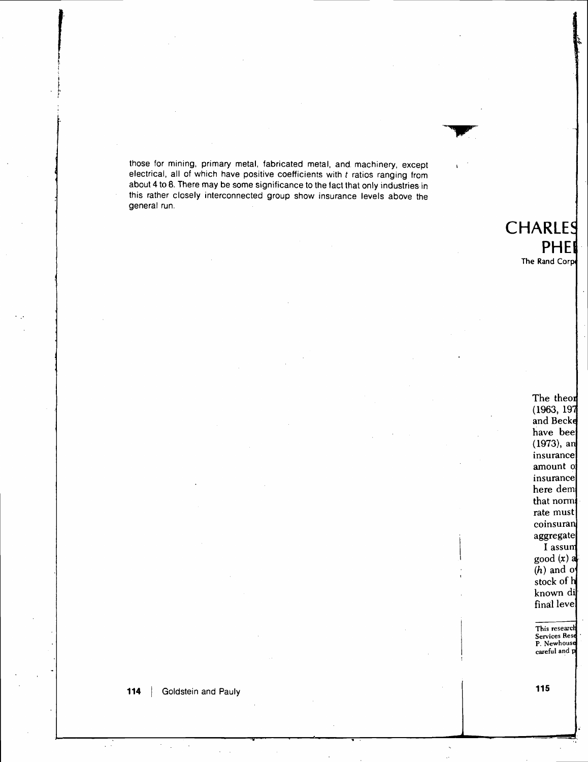those for mining, primary metal, fabricated metal, and machinery, except electrical, all of which have positive coefficients with $t$ ratios ranging from about 4 to 8. There may be some significance to the fact that only industries in this rather closely interconnected group show insurance levels above the general run.